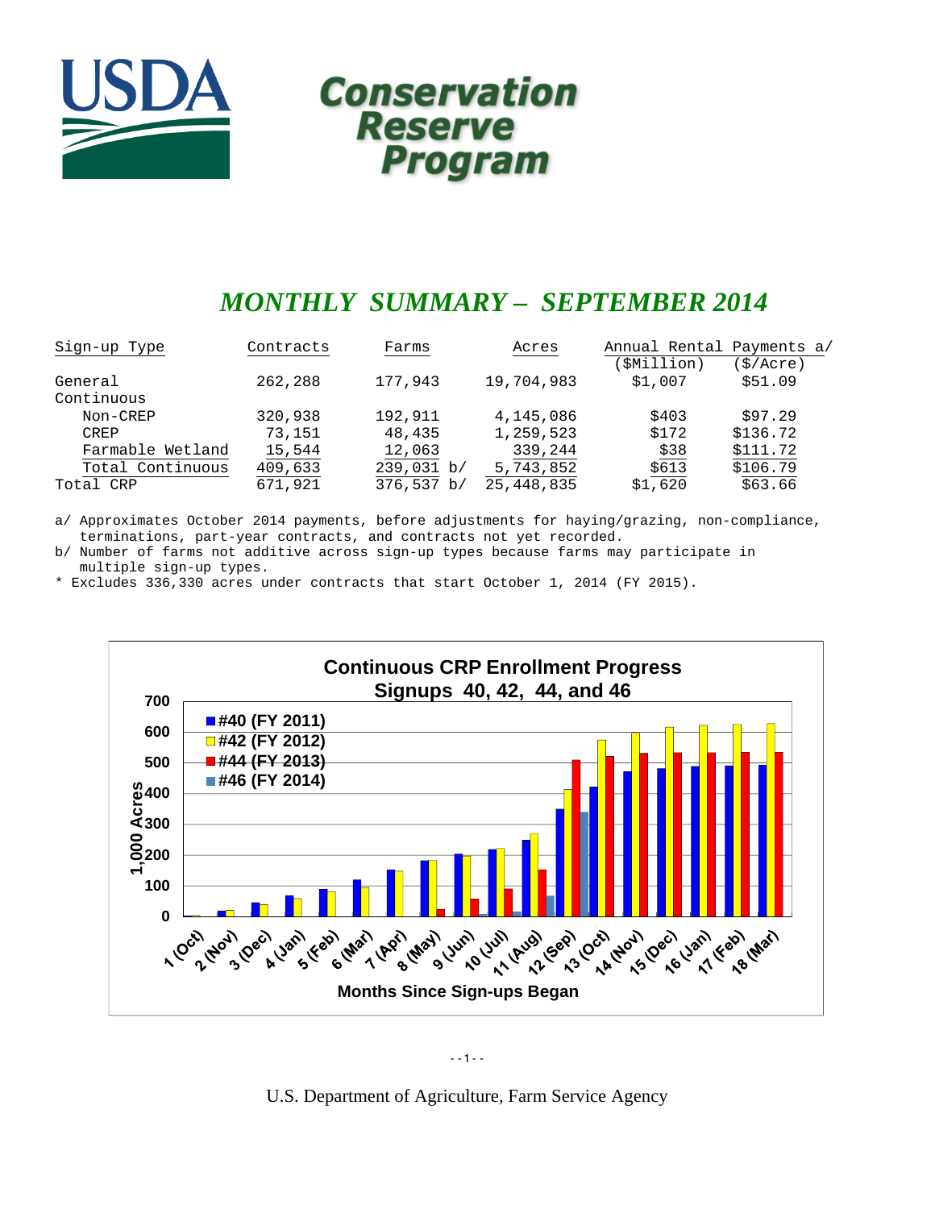# USDA Conservation Reserve Program

## *MONTHLY SUMMARY – SEPTEMBER 2014*

| Sign-up Type | Contracts | Farms | Acres | Annual Rental Payments a/ ($Million) | ($/Acre) |
|---|---|---|---|---|---|
| General | 262,288 | 177,943 | 19,704,983 | $1,007 | $51.09 |
| Continuous | | | | | |
| Non-CREP | 320,938 | 192,911 | 4,145,086 | $403 | $97.29 |
| CREP | 73,151 | 48,435 | 1,259,523 | $172 | $136.72 |
| Farmable Wetland | 15,544 | 12,063 | 339,244 | $38 | $111.72 |
| Total Continuous | 409,633 | 239,031 b/ | 5,743,852 | $613 | $106.79 |
| Total CRP | 671,921 | 376,537 b/ | 25,448,835 | $1,620 | $63.66 |

a/ Approximates October 2014 payments, before adjustments for haying/grazing, non-compliance, terminations, part-year contracts, and contracts not yet recorded.

b/ Number of farms not additive across sign-up types because farms may participate in multiple sign-up types.

* Excludes 336,330 acres under contracts that start October 1, 2014 (FY 2015).

**Continuous CRP Enrollment Progress**
**Signups 40, 42, 44, and 46**

Legend: #40 (FY 2011); #42 (FY 2012); #44 (FY 2013); #46 (FY 2014)

Y-axis: 1,000 Acres (0–700)

X-axis: Months Since Sign-ups Began — 1 (Oct), 2 (Nov), 3 (Dec), 4 (Jan), 5 (Feb), 6 (Mar), 7 (Apr), 8 (May), 9 (Jun), 10 (Jul), 11 (Aug), 12 (Sep), 13 (Oct), 14 (Nov), 15 (Dec), 16 (Jan), 17 (Feb), 18 (Mar)

U.S. Department of Agriculture, Farm Service Agency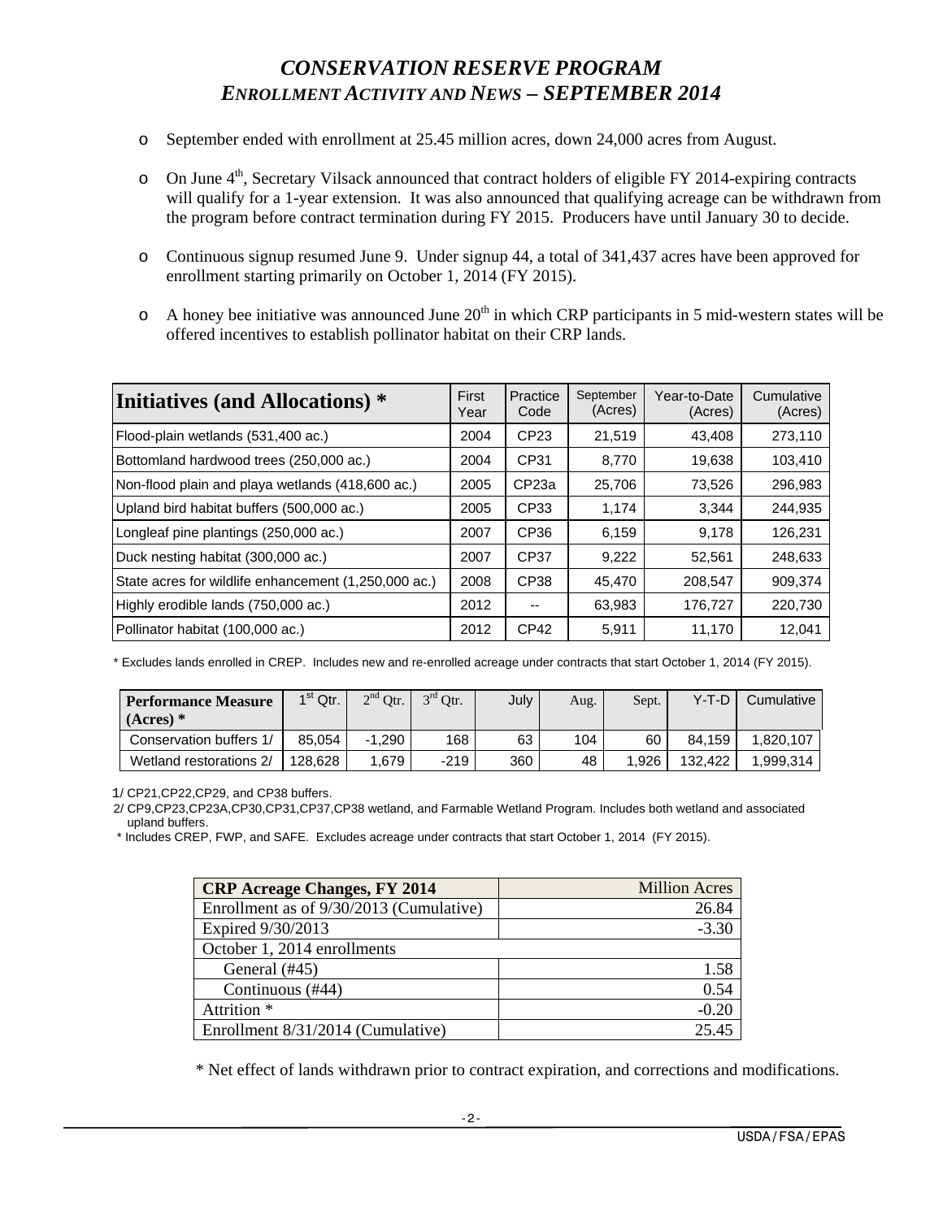# *CONSERVATION RESERVE PROGRAM*
## *ENROLLMENT ACTIVITY AND NEWS – SEPTEMBER 2014*

- September ended with enrollment at 25.45 million acres, down 24,000 acres from August.
- On June 4th, Secretary Vilsack announced that contract holders of eligible FY 2014-expiring contracts will qualify for a 1-year extension. It was also announced that qualifying acreage can be withdrawn from the program before contract termination during FY 2015. Producers have until January 30 to decide.
- Continuous signup resumed June 9. Under signup 44, a total of 341,437 acres have been approved for enrollment starting primarily on October 1, 2014 (FY 2015).
- A honey bee initiative was announced June 20th in which CRP participants in 5 mid-western states will be offered incentives to establish pollinator habitat on their CRP lands.

| **Initiatives (and Allocations) *** | First Year | Practice Code | September (Acres) | Year-to-Date (Acres) | Cumulative (Acres) |
|---|---|---|---|---|---|
| Flood-plain wetlands (531,400 ac.) | 2004 | CP23 | 21,519 | 43,408 | 273,110 |
| Bottomland hardwood trees (250,000 ac.) | 2004 | CP31 | 8,770 | 19,638 | 103,410 |
| Non-flood plain and playa wetlands (418,600 ac.) | 2005 | CP23a | 25,706 | 73,526 | 296,983 |
| Upland bird habitat buffers (500,000 ac.) | 2005 | CP33 | 1,174 | 3,344 | 244,935 |
| Longleaf pine plantings (250,000 ac.) | 2007 | CP36 | 6,159 | 9,178 | 126,231 |
| Duck nesting habitat (300,000 ac.) | 2007 | CP37 | 9,222 | 52,561 | 248,633 |
| State acres for wildlife enhancement (1,250,000 ac.) | 2008 | CP38 | 45,470 | 208,547 | 909,374 |
| Highly erodible lands (750,000 ac.) | 2012 | -- | 63,983 | 176,727 | 220,730 |
| Pollinator habitat (100,000 ac.) | 2012 | CP42 | 5,911 | 11,170 | 12,041 |

* Excludes lands enrolled in CREP. Includes new and re-enrolled acreage under contracts that start October 1, 2014 (FY 2015).

| **Performance Measure (Acres) *** | 1st Qtr. | 2nd Qtr. | 3rd Qtr. | July | Aug. | Sept. | Y-T-D | Cumulative |
|---|---|---|---|---|---|---|---|---|
| Conservation buffers 1/ | 85,054 | -1,290 | 168 | 63 | 104 | 60 | 84,159 | 1,820,107 |
| Wetland restorations 2/ | 128,628 | 1,679 | -219 | 360 | 48 | 1,926 | 132,422 | 1,999,314 |

1/ CP21,CP22,CP29, and CP38 buffers.
2/ CP9,CP23,CP23A,CP30,CP31,CP37,CP38 wetland, and Farmable Wetland Program. Includes both wetland and associated upland buffers.
* Includes CREP, FWP, and SAFE. Excludes acreage under contracts that start October 1, 2014 (FY 2015).

| **CRP Acreage Changes, FY 2014** | Million Acres |
|---|---|
| Enrollment as of 9/30/2013 (Cumulative) | 26.84 |
| Expired 9/30/2013 | -3.30 |
| October 1, 2014 enrollments | |
| General (#45) | 1.58 |
| Continuous (#44) | 0.54 |
| Attrition * | -0.20 |
| Enrollment 8/31/2014 (Cumulative) | 25.45 |

* Net effect of lands withdrawn prior to contract expiration, and corrections and modifications.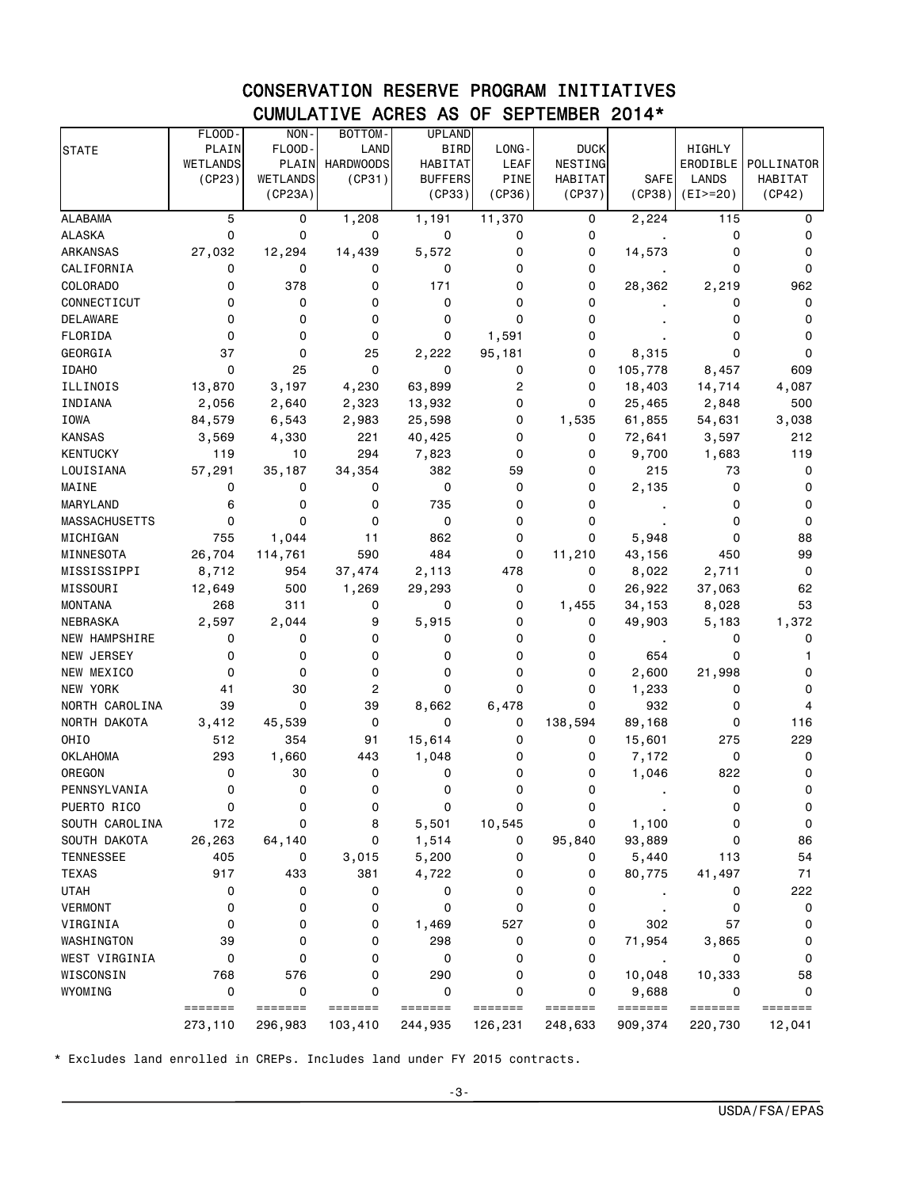# CONSERVATION RESERVE PROGRAM INITIATIVES

## CUMULATIVE ACRES AS OF SEPTEMBER 2014*

| STATE | FLOOD-PLAIN WETLANDS (CP23) | NON-FLOOD-PLAIN WETLANDS (CP23A) | BOTTOM-LAND HARDWOODS (CP31) | UPLAND BIRD HABITAT BUFFERS (CP33) | LONG-LEAF PINE (CP36) | DUCK NESTING HABITAT (CP37) | SAFE (CP38) | HIGHLY ERODIBLE LANDS (EI>=20) | POLLINATOR HABITAT (CP42) |
|---|---|---|---|---|---|---|---|---|---|
| ALABAMA | 5 | 0 | 1,208 | 1,191 | 11,370 | 0 | 2,224 | 115 | 0 |
| ALASKA | 0 | 0 | 0 | 0 | 0 | 0 | . | 0 | 0 |
| ARKANSAS | 27,032 | 12,294 | 14,439 | 5,572 | 0 | 0 | 14,573 | 0 | 0 |
| CALIFORNIA | 0 | 0 | 0 | 0 | 0 | 0 | . | 0 | 0 |
| COLORADO | 0 | 378 | 0 | 171 | 0 | 0 | 28,362 | 2,219 | 962 |
| CONNECTICUT | 0 | 0 | 0 | 0 | 0 | 0 | . | 0 | 0 |
| DELAWARE | 0 | 0 | 0 | 0 | 0 | 0 | . | 0 | 0 |
| FLORIDA | 0 | 0 | 0 | 0 | 1,591 | 0 | . | 0 | 0 |
| GEORGIA | 37 | 0 | 25 | 2,222 | 95,181 | 0 | 8,315 | 0 | 0 |
| IDAHO | 0 | 25 | 0 | 0 | 0 | 0 | 105,778 | 8,457 | 609 |
| ILLINOIS | 13,870 | 3,197 | 4,230 | 63,899 | 2 | 0 | 18,403 | 14,714 | 4,087 |
| INDIANA | 2,056 | 2,640 | 2,323 | 13,932 | 0 | 0 | 25,465 | 2,848 | 500 |
| IOWA | 84,579 | 6,543 | 2,983 | 25,598 | 0 | 1,535 | 61,855 | 54,631 | 3,038 |
| KANSAS | 3,569 | 4,330 | 221 | 40,425 | 0 | 0 | 72,641 | 3,597 | 212 |
| KENTUCKY | 119 | 10 | 294 | 7,823 | 0 | 0 | 9,700 | 1,683 | 119 |
| LOUISIANA | 57,291 | 35,187 | 34,354 | 382 | 59 | 0 | 215 | 73 | 0 |
| MAINE | 0 | 0 | 0 | 0 | 0 | 0 | 2,135 | 0 | 0 |
| MARYLAND | 6 | 0 | 0 | 735 | 0 | 0 | . | 0 | 0 |
| MASSACHUSETTS | 0 | 0 | 0 | 0 | 0 | 0 | . | 0 | 0 |
| MICHIGAN | 755 | 1,044 | 11 | 862 | 0 | 0 | 5,948 | 0 | 88 |
| MINNESOTA | 26,704 | 114,761 | 590 | 484 | 0 | 11,210 | 43,156 | 450 | 99 |
| MISSISSIPPI | 8,712 | 954 | 37,474 | 2,113 | 478 | 0 | 8,022 | 2,711 | 0 |
| MISSOURI | 12,649 | 500 | 1,269 | 29,293 | 0 | 0 | 26,922 | 37,063 | 62 |
| MONTANA | 268 | 311 | 0 | 0 | 0 | 1,455 | 34,153 | 8,028 | 53 |
| NEBRASKA | 2,597 | 2,044 | 9 | 5,915 | 0 | 0 | 49,903 | 5,183 | 1,372 |
| NEW HAMPSHIRE | 0 | 0 | 0 | 0 | 0 | 0 | . | 0 | 0 |
| NEW JERSEY | 0 | 0 | 0 | 0 | 0 | 0 | 654 | 0 | 1 |
| NEW MEXICO | 0 | 0 | 0 | 0 | 0 | 0 | 2,600 | 21,998 | 0 |
| NEW YORK | 41 | 30 | 2 | 0 | 0 | 0 | 1,233 | 0 | 0 |
| NORTH CAROLINA | 39 | 0 | 39 | 8,662 | 6,478 | 0 | 932 | 0 | 4 |
| NORTH DAKOTA | 3,412 | 45,539 | 0 | 0 | 0 | 138,594 | 89,168 | 0 | 116 |
| OHIO | 512 | 354 | 91 | 15,614 | 0 | 0 | 15,601 | 275 | 229 |
| OKLAHOMA | 293 | 1,660 | 443 | 1,048 | 0 | 0 | 7,172 | 0 | 0 |
| OREGON | 0 | 30 | 0 | 0 | 0 | 0 | 1,046 | 822 | 0 |
| PENNSYLVANIA | 0 | 0 | 0 | 0 | 0 | 0 | . | 0 | 0 |
| PUERTO RICO | 0 | 0 | 0 | 0 | 0 | 0 | . | 0 | 0 |
| SOUTH CAROLINA | 172 | 0 | 8 | 5,501 | 10,545 | 0 | 1,100 | 0 | 0 |
| SOUTH DAKOTA | 26,263 | 64,140 | 0 | 1,514 | 0 | 95,840 | 93,889 | 0 | 86 |
| TENNESSEE | 405 | 0 | 3,015 | 5,200 | 0 | 0 | 5,440 | 113 | 54 |
| TEXAS | 917 | 433 | 381 | 4,722 | 0 | 0 | 80,775 | 41,497 | 71 |
| UTAH | 0 | 0 | 0 | 0 | 0 | 0 | . | 0 | 222 |
| VERMONT | 0 | 0 | 0 | 0 | 0 | 0 | . | 0 | 0 |
| VIRGINIA | 0 | 0 | 0 | 1,469 | 527 | 0 | 302 | 57 | 0 |
| WASHINGTON | 39 | 0 | 0 | 298 | 0 | 0 | 71,954 | 3,865 | 0 |
| WEST VIRGINIA | 0 | 0 | 0 | 0 | 0 | 0 | . | 0 | 0 |
| WISCONSIN | 768 | 576 | 0 | 290 | 0 | 0 | 10,048 | 10,333 | 58 |
| WYOMING | 0 | 0 | 0 | 0 | 0 | 0 | 9,688 | 0 | 0 |
| | 273,110 | 296,983 | 103,410 | 244,935 | 126,231 | 248,633 | 909,374 | 220,730 | 12,041 |

\* Excludes land enrolled in CREPs. Includes land under FY 2015 contracts.

USDA/FSA/EPAS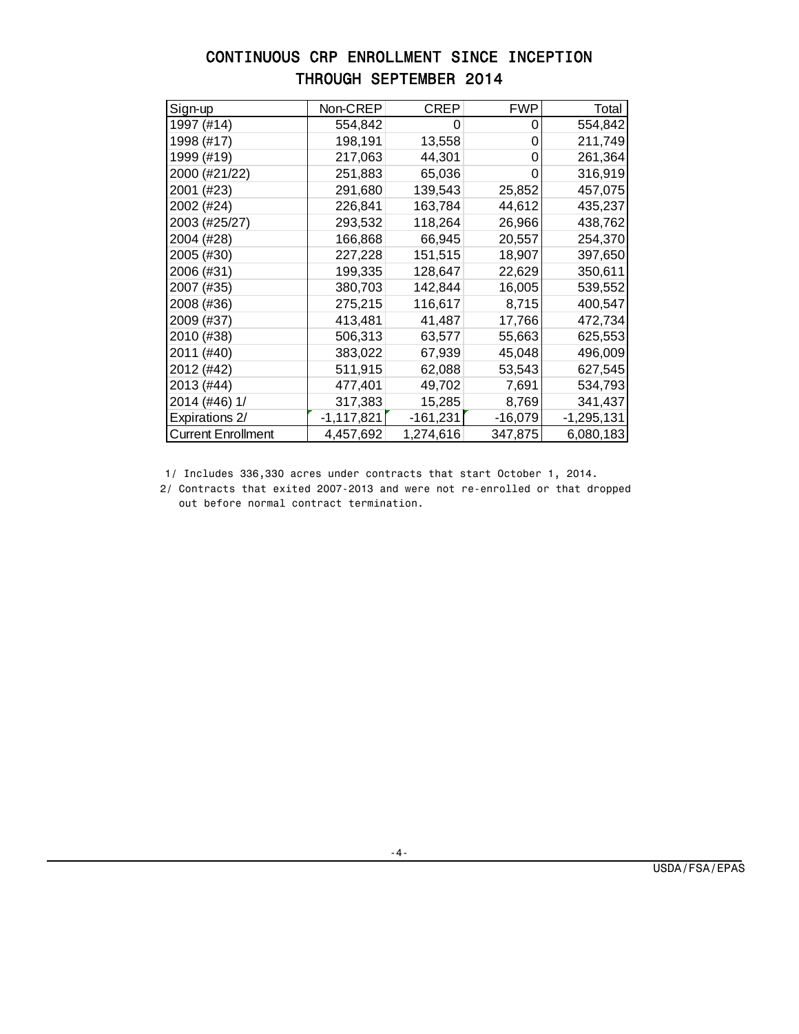# CONTINUOUS CRP ENROLLMENT SINCE INCEPTION THROUGH SEPTEMBER 2014

| Sign-up | Non-CREP | CREP | FWP | Total |
|---|---|---|---|---|
| 1997 (#14) | 554,842 | 0 | 0 | 554,842 |
| 1998 (#17) | 198,191 | 13,558 | 0 | 211,749 |
| 1999 (#19) | 217,063 | 44,301 | 0 | 261,364 |
| 2000 (#21/22) | 251,883 | 65,036 | 0 | 316,919 |
| 2001 (#23) | 291,680 | 139,543 | 25,852 | 457,075 |
| 2002 (#24) | 226,841 | 163,784 | 44,612 | 435,237 |
| 2003 (#25/27) | 293,532 | 118,264 | 26,966 | 438,762 |
| 2004 (#28) | 166,868 | 66,945 | 20,557 | 254,370 |
| 2005 (#30) | 227,228 | 151,515 | 18,907 | 397,650 |
| 2006 (#31) | 199,335 | 128,647 | 22,629 | 350,611 |
| 2007 (#35) | 380,703 | 142,844 | 16,005 | 539,552 |
| 2008 (#36) | 275,215 | 116,617 | 8,715 | 400,547 |
| 2009 (#37) | 413,481 | 41,487 | 17,766 | 472,734 |
| 2010 (#38) | 506,313 | 63,577 | 55,663 | 625,553 |
| 2011 (#40) | 383,022 | 67,939 | 45,048 | 496,009 |
| 2012 (#42) | 511,915 | 62,088 | 53,543 | 627,545 |
| 2013 (#44) | 477,401 | 49,702 | 7,691 | 534,793 |
| 2014 (#46) 1/ | 317,383 | 15,285 | 8,769 | 341,437 |
| Expirations 2/ | -1,117,821 | -161,231 | -16,079 | -1,295,131 |
| Current Enrollment | 4,457,692 | 1,274,616 | 347,875 | 6,080,183 |

1/ Includes 336,330 acres under contracts that start October 1, 2014.

2/ Contracts that exited 2007-2013 and were not re-enrolled or that dropped out before normal contract termination.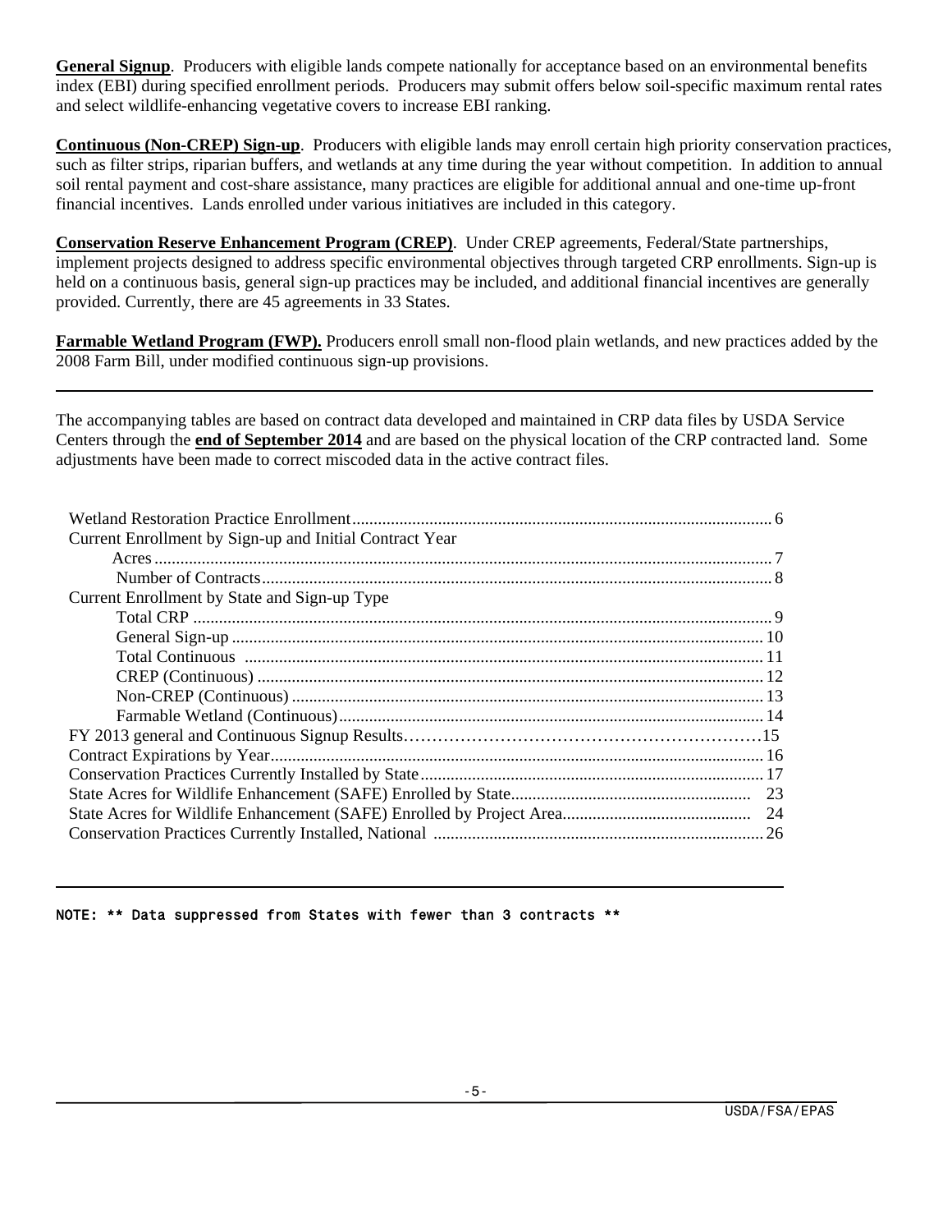**General Signup**. Producers with eligible lands compete nationally for acceptance based on an environmental benefits index (EBI) during specified enrollment periods. Producers may submit offers below soil-specific maximum rental rates and select wildlife-enhancing vegetative covers to increase EBI ranking.

**Continuous (Non-CREP) Sign-up**. Producers with eligible lands may enroll certain high priority conservation practices, such as filter strips, riparian buffers, and wetlands at any time during the year without competition. In addition to annual soil rental payment and cost-share assistance, many practices are eligible for additional annual and one-time up-front financial incentives. Lands enrolled under various initiatives are included in this category.

**Conservation Reserve Enhancement Program (CREP)**. Under CREP agreements, Federal/State partnerships, implement projects designed to address specific environmental objectives through targeted CRP enrollments. Sign-up is held on a continuous basis, general sign-up practices may be included, and additional financial incentives are generally provided. Currently, there are 45 agreements in 33 States.

**Farmable Wetland Program (FWP).** Producers enroll small non-flood plain wetlands, and new practices added by the 2008 Farm Bill, under modified continuous sign-up provisions.

---

The accompanying tables are based on contract data developed and maintained in CRP data files by USDA Service Centers through the **end of September 2014** and are based on the physical location of the CRP contracted land. Some adjustments have been made to correct miscoded data in the active contract files.

| Section | Page |
|---|---|
| Wetland Restoration Practice Enrollment | 6 |
| Current Enrollment by Sign-up and Initial Contract Year | |
| Acres | 7 |
| Number of Contracts | 8 |
| Current Enrollment by State and Sign-up Type | |
| Total CRP | 9 |
| General Sign-up | 10 |
| Total Continuous | 11 |
| CREP (Continuous) | 12 |
| Non-CREP (Continuous) | 13 |
| Farmable Wetland (Continuous) | 14 |
| FY 2013 general and Continuous Signup Results | 15 |
| Contract Expirations by Year | 16 |
| Conservation Practices Currently Installed by State | 17 |
| State Acres for Wildlife Enhancement (SAFE) Enrolled by State | 23 |
| State Acres for Wildlife Enhancement (SAFE) Enrolled by Project Area | 24 |
| Conservation Practices Currently Installed, National | 26 |

---

NOTE: ** Data suppressed from States with fewer than 3 contracts **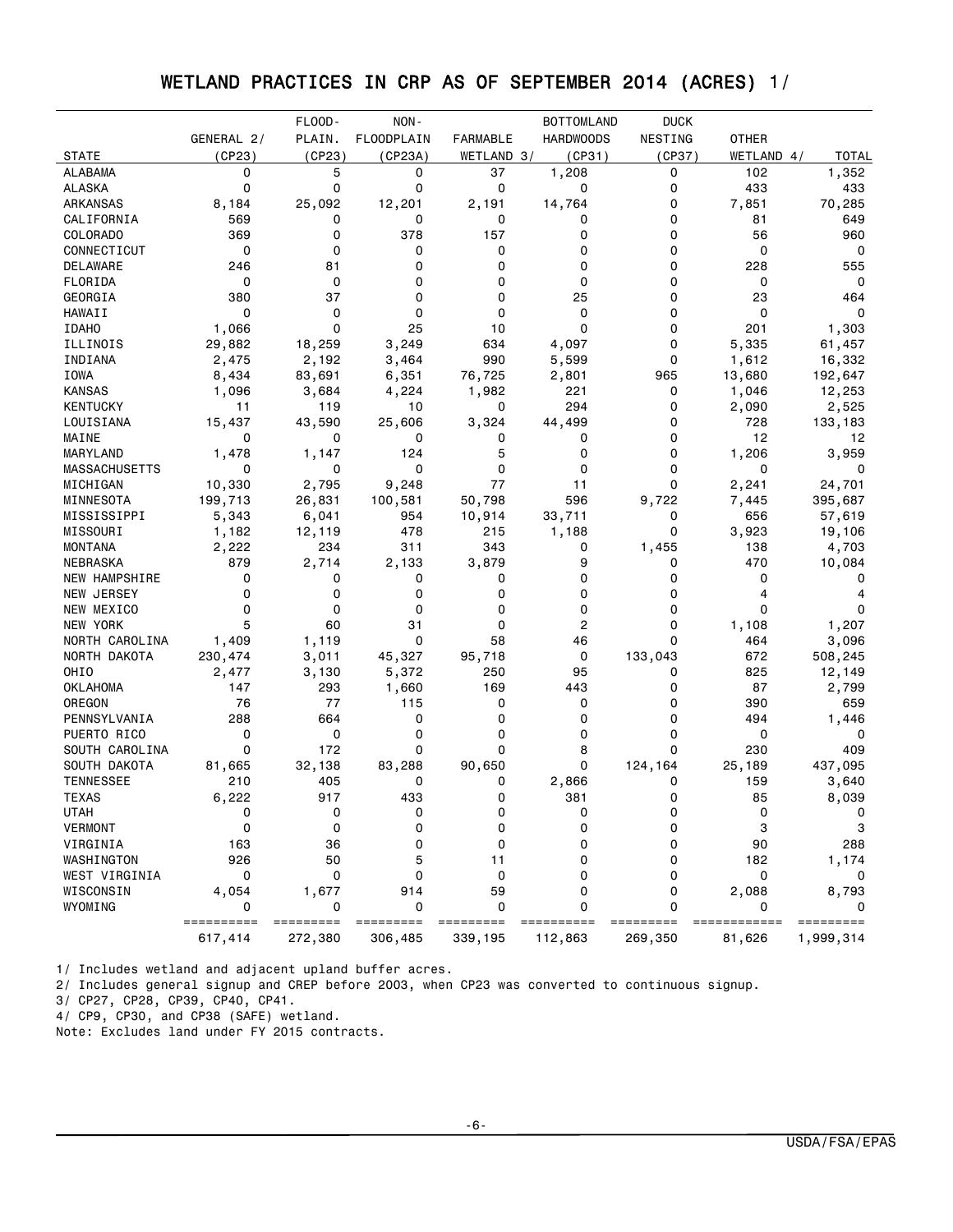# WETLAND PRACTICES IN CRP AS OF SEPTEMBER 2014 (ACRES) 1/

| STATE | GENERAL 2/ (CP23) | FLOOD-PLAIN. (CP23) | NON-FLOODPLAIN (CP23A) | FARMABLE WETLAND 3/ | BOTTOMLAND HARDWOODS (CP31) | DUCK NESTING (CP37) | OTHER WETLAND 4/ | TOTAL |
|---|---|---|---|---|---|---|---|---|
| ALABAMA | 0 | 5 | 0 | 37 | 1,208 | 0 | 102 | 1,352 |
| ALASKA | 0 | 0 | 0 | 0 | 0 | 0 | 433 | 433 |
| ARKANSAS | 8,184 | 25,092 | 12,201 | 2,191 | 14,764 | 0 | 7,851 | 70,285 |
| CALIFORNIA | 569 | 0 | 0 | 0 | 0 | 0 | 81 | 649 |
| COLORADO | 369 | 0 | 378 | 157 | 0 | 0 | 56 | 960 |
| CONNECTICUT | 0 | 0 | 0 | 0 | 0 | 0 | 0 | 0 |
| DELAWARE | 246 | 81 | 0 | 0 | 0 | 0 | 228 | 555 |
| FLORIDA | 0 | 0 | 0 | 0 | 0 | 0 | 0 | 0 |
| GEORGIA | 380 | 37 | 0 | 0 | 25 | 0 | 23 | 464 |
| HAWAII | 0 | 0 | 0 | 0 | 0 | 0 | 0 | 0 |
| IDAHO | 1,066 | 0 | 25 | 10 | 0 | 0 | 201 | 1,303 |
| ILLINOIS | 29,882 | 18,259 | 3,249 | 634 | 4,097 | 0 | 5,335 | 61,457 |
| INDIANA | 2,475 | 2,192 | 3,464 | 990 | 5,599 | 0 | 1,612 | 16,332 |
| IOWA | 8,434 | 83,691 | 6,351 | 76,725 | 2,801 | 965 | 13,680 | 192,647 |
| KANSAS | 1,096 | 3,684 | 4,224 | 1,982 | 221 | 0 | 1,046 | 12,253 |
| KENTUCKY | 11 | 119 | 10 | 0 | 294 | 0 | 2,090 | 2,525 |
| LOUISIANA | 15,437 | 43,590 | 25,606 | 3,324 | 44,499 | 0 | 728 | 133,183 |
| MAINE | 0 | 0 | 0 | 0 | 0 | 0 | 12 | 12 |
| MARYLAND | 1,478 | 1,147 | 124 | 5 | 0 | 0 | 1,206 | 3,959 |
| MASSACHUSETTS | 0 | 0 | 0 | 0 | 0 | 0 | 0 | 0 |
| MICHIGAN | 10,330 | 2,795 | 9,248 | 77 | 11 | 0 | 2,241 | 24,701 |
| MINNESOTA | 199,713 | 26,831 | 100,581 | 50,798 | 596 | 9,722 | 7,445 | 395,687 |
| MISSISSIPPI | 5,343 | 6,041 | 954 | 10,914 | 33,711 | 0 | 656 | 57,619 |
| MISSOURI | 1,182 | 12,119 | 478 | 215 | 1,188 | 0 | 3,923 | 19,106 |
| MONTANA | 2,222 | 234 | 311 | 343 | 0 | 1,455 | 138 | 4,703 |
| NEBRASKA | 879 | 2,714 | 2,133 | 3,879 | 9 | 0 | 470 | 10,084 |
| NEW HAMPSHIRE | 0 | 0 | 0 | 0 | 0 | 0 | 0 | 0 |
| NEW JERSEY | 0 | 0 | 0 | 0 | 0 | 0 | 4 | 4 |
| NEW MEXICO | 0 | 0 | 0 | 0 | 0 | 0 | 0 | 0 |
| NEW YORK | 5 | 60 | 31 | 0 | 2 | 0 | 1,108 | 1,207 |
| NORTH CAROLINA | 1,409 | 1,119 | 0 | 58 | 46 | 0 | 464 | 3,096 |
| NORTH DAKOTA | 230,474 | 3,011 | 45,327 | 95,718 | 0 | 133,043 | 672 | 508,245 |
| OHIO | 2,477 | 3,130 | 5,372 | 250 | 95 | 0 | 825 | 12,149 |
| OKLAHOMA | 147 | 293 | 1,660 | 169 | 443 | 0 | 87 | 2,799 |
| OREGON | 76 | 77 | 115 | 0 | 0 | 0 | 390 | 659 |
| PENNSYLVANIA | 288 | 664 | 0 | 0 | 0 | 0 | 494 | 1,446 |
| PUERTO RICO | 0 | 0 | 0 | 0 | 0 | 0 | 0 | 0 |
| SOUTH CAROLINA | 0 | 172 | 0 | 0 | 8 | 0 | 230 | 409 |
| SOUTH DAKOTA | 81,665 | 32,138 | 83,288 | 90,650 | 0 | 124,164 | 25,189 | 437,095 |
| TENNESSEE | 210 | 405 | 0 | 0 | 2,866 | 0 | 159 | 3,640 |
| TEXAS | 6,222 | 917 | 433 | 0 | 381 | 0 | 85 | 8,039 |
| UTAH | 0 | 0 | 0 | 0 | 0 | 0 | 0 | 0 |
| VERMONT | 0 | 0 | 0 | 0 | 0 | 0 | 3 | 3 |
| VIRGINIA | 163 | 36 | 0 | 0 | 0 | 0 | 90 | 288 |
| WASHINGTON | 926 | 50 | 5 | 11 | 0 | 0 | 182 | 1,174 |
| WEST VIRGINIA | 0 | 0 | 0 | 0 | 0 | 0 | 0 | 0 |
| WISCONSIN | 4,054 | 1,677 | 914 | 59 | 0 | 0 | 2,088 | 8,793 |
| WYOMING | 0 | 0 | 0 | 0 | 0 | 0 | 0 | 0 |
| | 617,414 | 272,380 | 306,485 | 339,195 | 112,863 | 269,350 | 81,626 | 1,999,314 |

1/ Includes wetland and adjacent upland buffer acres.

2/ Includes general signup and CREP before 2003, when CP23 was converted to continuous signup.

3/ CP27, CP28, CP39, CP40, CP41.

4/ CP9, CP30, and CP38 (SAFE) wetland.

Note: Excludes land under FY 2015 contracts.

USDA/FSA/EPAS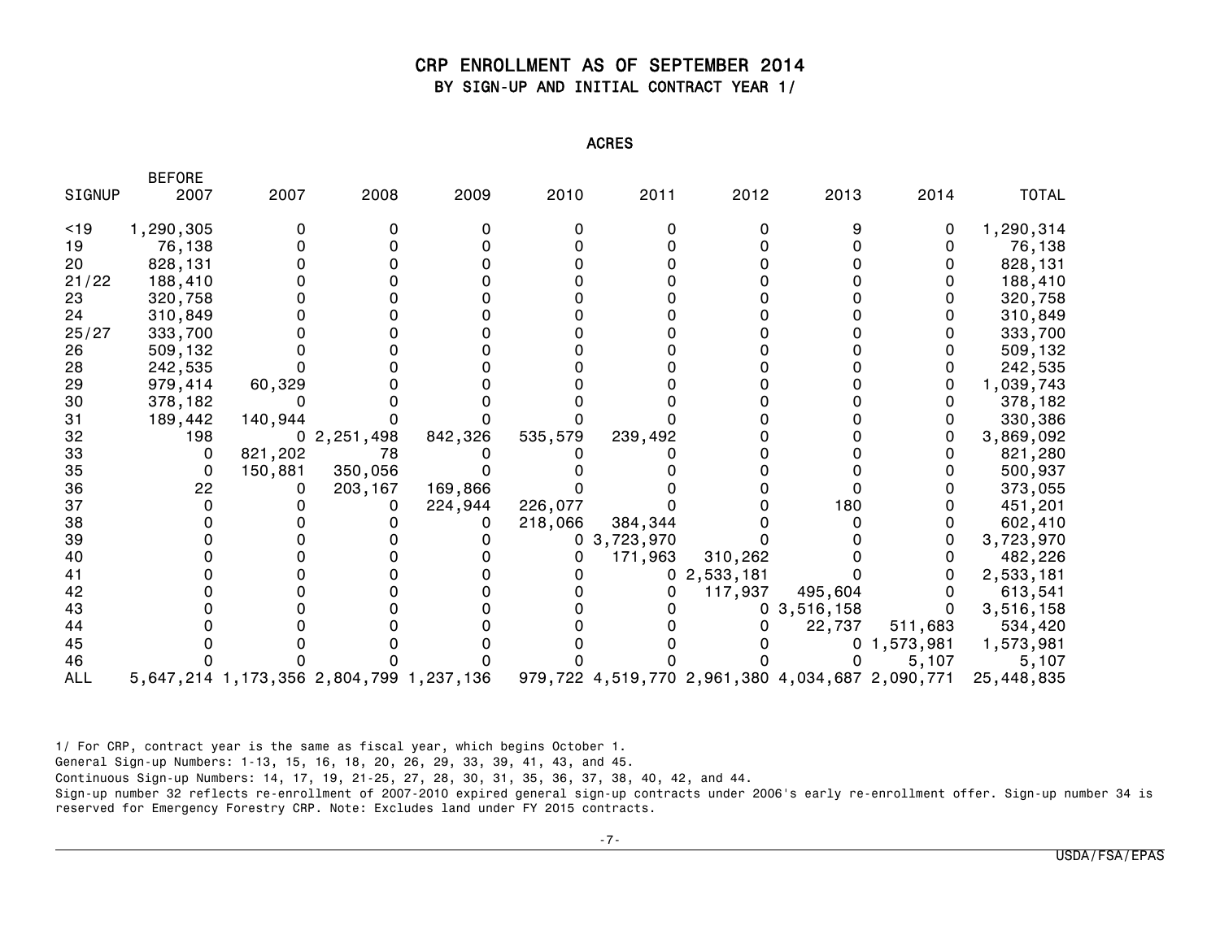# CRP ENROLLMENT AS OF SEPTEMBER 2014

## BY SIGN-UP AND INITIAL CONTRACT YEAR 1/

ACRES

| SIGNUP | BEFORE 2007 | 2007 | 2008 | 2009 | 2010 | 2011 | 2012 | 2013 | 2014 | TOTAL |
|---|---|---|---|---|---|---|---|---|---|---|
| <19 | 1,290,305 | 0 | 0 | 0 | 0 | 0 | 0 | 9 | 0 | 1,290,314 |
| 19 | 76,138 | 0 | 0 | 0 | 0 | 0 | 0 | 0 | 0 | 76,138 |
| 20 | 828,131 | 0 | 0 | 0 | 0 | 0 | 0 | 0 | 0 | 828,131 |
| 21/22 | 188,410 | 0 | 0 | 0 | 0 | 0 | 0 | 0 | 0 | 188,410 |
| 23 | 320,758 | 0 | 0 | 0 | 0 | 0 | 0 | 0 | 0 | 320,758 |
| 24 | 310,849 | 0 | 0 | 0 | 0 | 0 | 0 | 0 | 0 | 310,849 |
| 25/27 | 333,700 | 0 | 0 | 0 | 0 | 0 | 0 | 0 | 0 | 333,700 |
| 26 | 509,132 | 0 | 0 | 0 | 0 | 0 | 0 | 0 | 0 | 509,132 |
| 28 | 242,535 | 0 | 0 | 0 | 0 | 0 | 0 | 0 | 0 | 242,535 |
| 29 | 979,414 | 60,329 | 0 | 0 | 0 | 0 | 0 | 0 | 0 | 1,039,743 |
| 30 | 378,182 | 0 | 0 | 0 | 0 | 0 | 0 | 0 | 0 | 378,182 |
| 31 | 189,442 | 140,944 | 0 | 0 | 0 | 0 | 0 | 0 | 0 | 330,386 |
| 32 | 198 | 0 | 2,251,498 | 842,326 | 535,579 | 239,492 | 0 | 0 | 0 | 3,869,092 |
| 33 | 0 | 821,202 | 78 | 0 | 0 | 0 | 0 | 0 | 0 | 821,280 |
| 35 | 0 | 150,881 | 350,056 | 0 | 0 | 0 | 0 | 0 | 0 | 500,937 |
| 36 | 22 | 0 | 203,167 | 169,866 | 0 | 0 | 0 | 0 | 0 | 373,055 |
| 37 | 0 | 0 | 0 | 224,944 | 226,077 | 0 | 0 | 180 | 0 | 451,201 |
| 38 | 0 | 0 | 0 | 0 | 218,066 | 384,344 | 0 | 0 | 0 | 602,410 |
| 39 | 0 | 0 | 0 | 0 | 0 | 3,723,970 | 0 | 0 | 0 | 3,723,970 |
| 40 | 0 | 0 | 0 | 0 | 0 | 171,963 | 310,262 | 0 | 0 | 482,226 |
| 41 | 0 | 0 | 0 | 0 | 0 | 0 | 2,533,181 | 0 | 0 | 2,533,181 |
| 42 | 0 | 0 | 0 | 0 | 0 | 0 | 117,937 | 495,604 | 0 | 613,541 |
| 43 | 0 | 0 | 0 | 0 | 0 | 0 | 0 | 3,516,158 | 0 | 3,516,158 |
| 44 | 0 | 0 | 0 | 0 | 0 | 0 | 0 | 22,737 | 511,683 | 534,420 |
| 45 | 0 | 0 | 0 | 0 | 0 | 0 | 0 | 0 | 1,573,981 | 1,573,981 |
| 46 | 0 | 0 | 0 | 0 | 0 | 0 | 0 | 0 | 5,107 | 5,107 |
| ALL | 5,647,214 | 1,173,356 | 2,804,799 | 1,237,136 | 979,722 | 4,519,770 | 2,961,380 | 4,034,687 | 2,090,771 | 25,448,835 |

1/ For CRP, contract year is the same as fiscal year, which begins October 1.

General Sign-up Numbers: 1-13, 15, 16, 18, 20, 26, 29, 33, 39, 41, 43, and 45.

Continuous Sign-up Numbers: 14, 17, 19, 21-25, 27, 28, 30, 31, 35, 36, 37, 38, 40, 42, and 44.

Sign-up number 32 reflects re-enrollment of 2007-2010 expired general sign-up contracts under 2006's early re-enrollment offer. Sign-up number 34 is reserved for Emergency Forestry CRP. Note: Excludes land under FY 2015 contracts.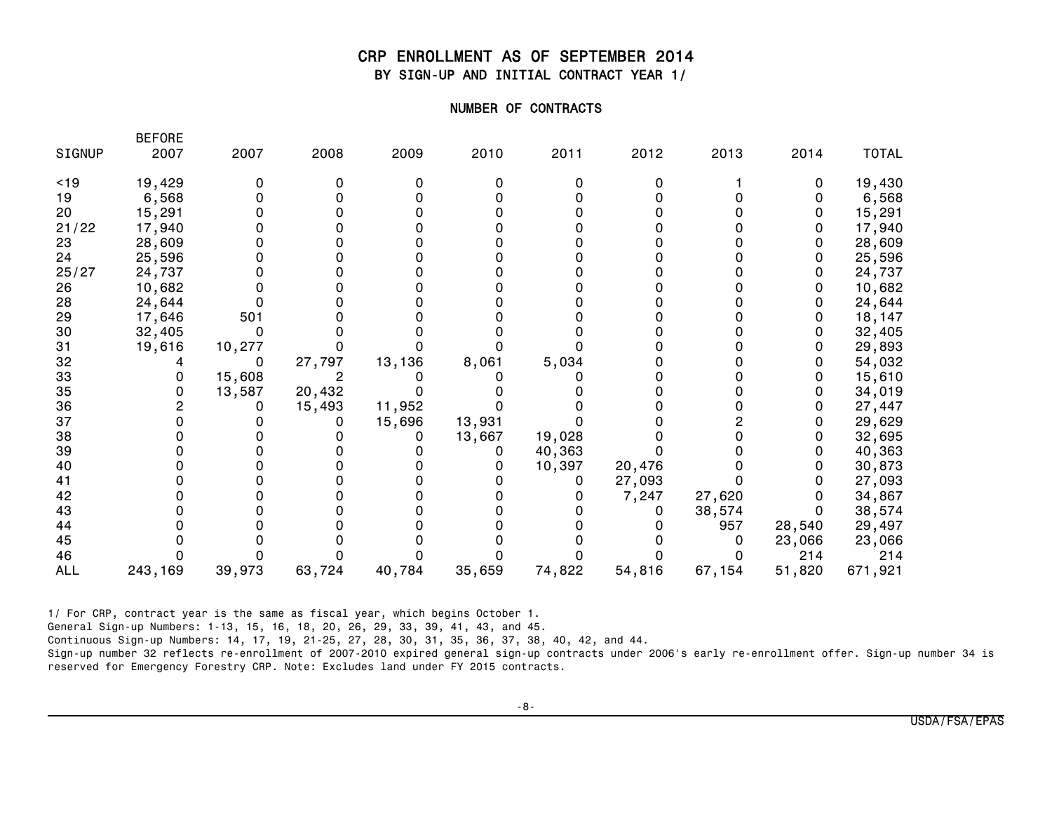# CRP ENROLLMENT AS OF SEPTEMBER 2014

## BY SIGN-UP AND INITIAL CONTRACT YEAR 1/

### NUMBER OF CONTRACTS

| SIGNUP | BEFORE 2007 | 2007 | 2008 | 2009 | 2010 | 2011 | 2012 | 2013 | 2014 | TOTAL |
|---|---|---|---|---|---|---|---|---|---|---|
| <19 | 19,429 | 0 | 0 | 0 | 0 | 0 | 0 | 1 | 0 | 19,430 |
| 19 | 6,568 | 0 | 0 | 0 | 0 | 0 | 0 | 0 | 0 | 6,568 |
| 20 | 15,291 | 0 | 0 | 0 | 0 | 0 | 0 | 0 | 0 | 15,291 |
| 21/22 | 17,940 | 0 | 0 | 0 | 0 | 0 | 0 | 0 | 0 | 17,940 |
| 23 | 28,609 | 0 | 0 | 0 | 0 | 0 | 0 | 0 | 0 | 28,609 |
| 24 | 25,596 | 0 | 0 | 0 | 0 | 0 | 0 | 0 | 0 | 25,596 |
| 25/27 | 24,737 | 0 | 0 | 0 | 0 | 0 | 0 | 0 | 0 | 24,737 |
| 26 | 10,682 | 0 | 0 | 0 | 0 | 0 | 0 | 0 | 0 | 10,682 |
| 28 | 24,644 | 0 | 0 | 0 | 0 | 0 | 0 | 0 | 0 | 24,644 |
| 29 | 17,646 | 501 | 0 | 0 | 0 | 0 | 0 | 0 | 0 | 18,147 |
| 30 | 32,405 | 0 | 0 | 0 | 0 | 0 | 0 | 0 | 0 | 32,405 |
| 31 | 19,616 | 10,277 | 0 | 0 | 0 | 0 | 0 | 0 | 0 | 29,893 |
| 32 | 4 | 0 | 27,797 | 13,136 | 8,061 | 5,034 | 0 | 0 | 0 | 54,032 |
| 33 | 0 | 15,608 | 2 | 0 | 0 | 0 | 0 | 0 | 0 | 15,610 |
| 35 | 0 | 13,587 | 20,432 | 0 | 0 | 0 | 0 | 0 | 0 | 34,019 |
| 36 | 2 | 0 | 15,493 | 11,952 | 0 | 0 | 0 | 0 | 0 | 27,447 |
| 37 | 0 | 0 | 0 | 15,696 | 13,931 | 0 | 0 | 2 | 0 | 29,629 |
| 38 | 0 | 0 | 0 | 0 | 13,667 | 19,028 | 0 | 0 | 0 | 32,695 |
| 39 | 0 | 0 | 0 | 0 | 0 | 40,363 | 0 | 0 | 0 | 40,363 |
| 40 | 0 | 0 | 0 | 0 | 0 | 10,397 | 20,476 | 0 | 0 | 30,873 |
| 41 | 0 | 0 | 0 | 0 | 0 | 0 | 27,093 | 0 | 0 | 27,093 |
| 42 | 0 | 0 | 0 | 0 | 0 | 0 | 7,247 | 27,620 | 0 | 34,867 |
| 43 | 0 | 0 | 0 | 0 | 0 | 0 | 0 | 38,574 | 0 | 38,574 |
| 44 | 0 | 0 | 0 | 0 | 0 | 0 | 0 | 957 | 28,540 | 29,497 |
| 45 | 0 | 0 | 0 | 0 | 0 | 0 | 0 | 0 | 23,066 | 23,066 |
| 46 | 0 | 0 | 0 | 0 | 0 | 0 | 0 | 0 | 214 | 214 |
| ALL | 243,169 | 39,973 | 63,724 | 40,784 | 35,659 | 74,822 | 54,816 | 67,154 | 51,820 | 671,921 |

1/ For CRP, contract year is the same as fiscal year, which begins October 1.

General Sign-up Numbers: 1-13, 15, 16, 18, 20, 26, 29, 33, 39, 41, 43, and 45.

Continuous Sign-up Numbers: 14, 17, 19, 21-25, 27, 28, 30, 31, 35, 36, 37, 38, 40, 42, and 44.

Sign-up number 32 reflects re-enrollment of 2007-2010 expired general sign-up contracts under 2006's early re-enrollment offer. Sign-up number 34 is reserved for Emergency Forestry CRP. Note: Excludes land under FY 2015 contracts.

USDA/FSA/EPAS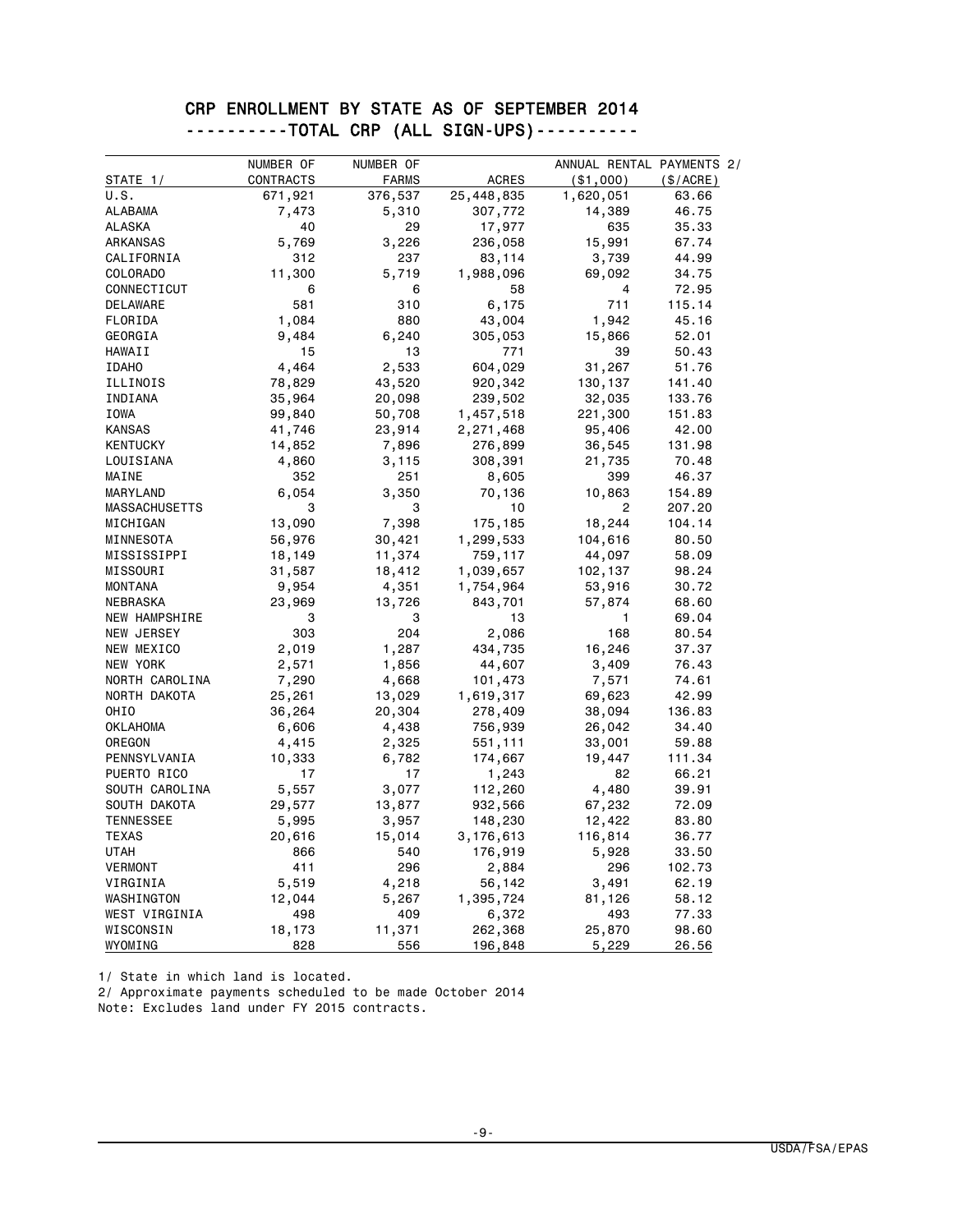# CRP ENROLLMENT BY STATE AS OF SEPTEMBER 2014

## ----------TOTAL CRP (ALL SIGN-UPS)----------

| STATE 1/ | NUMBER OF CONTRACTS | NUMBER OF FARMS | ACRES | ANNUAL RENTAL PAYMENTS 2/ ($1,000) | ($/ACRE) |
|---|---|---|---|---|---|
| U.S. | 671,921 | 376,537 | 25,448,835 | 1,620,051 | 63.66 |
| ALABAMA | 7,473 | 5,310 | 307,772 | 14,389 | 46.75 |
| ALASKA | 40 | 29 | 17,977 | 635 | 35.33 |
| ARKANSAS | 5,769 | 3,226 | 236,058 | 15,991 | 67.74 |
| CALIFORNIA | 312 | 237 | 83,114 | 3,739 | 44.99 |
| COLORADO | 11,300 | 5,719 | 1,988,096 | 69,092 | 34.75 |
| CONNECTICUT | 6 | 6 | 58 | 4 | 72.95 |
| DELAWARE | 581 | 310 | 6,175 | 711 | 115.14 |
| FLORIDA | 1,084 | 880 | 43,004 | 1,942 | 45.16 |
| GEORGIA | 9,484 | 6,240 | 305,053 | 15,866 | 52.01 |
| HAWAII | 15 | 13 | 771 | 39 | 50.43 |
| IDAHO | 4,464 | 2,533 | 604,029 | 31,267 | 51.76 |
| ILLINOIS | 78,829 | 43,520 | 920,342 | 130,137 | 141.40 |
| INDIANA | 35,964 | 20,098 | 239,502 | 32,035 | 133.76 |
| IOWA | 99,840 | 50,708 | 1,457,518 | 221,300 | 151.83 |
| KANSAS | 41,746 | 23,914 | 2,271,468 | 95,406 | 42.00 |
| KENTUCKY | 14,852 | 7,896 | 276,899 | 36,545 | 131.98 |
| LOUISIANA | 4,860 | 3,115 | 308,391 | 21,735 | 70.48 |
| MAINE | 352 | 251 | 8,605 | 399 | 46.37 |
| MARYLAND | 6,054 | 3,350 | 70,136 | 10,863 | 154.89 |
| MASSACHUSETTS | 3 | 3 | 10 | 2 | 207.20 |
| MICHIGAN | 13,090 | 7,398 | 175,185 | 18,244 | 104.14 |
| MINNESOTA | 56,976 | 30,421 | 1,299,533 | 104,616 | 80.50 |
| MISSISSIPPI | 18,149 | 11,374 | 759,117 | 44,097 | 58.09 |
| MISSOURI | 31,587 | 18,412 | 1,039,657 | 102,137 | 98.24 |
| MONTANA | 9,954 | 4,351 | 1,754,964 | 53,916 | 30.72 |
| NEBRASKA | 23,969 | 13,726 | 843,701 | 57,874 | 68.60 |
| NEW HAMPSHIRE | 3 | 3 | 13 | 1 | 69.04 |
| NEW JERSEY | 303 | 204 | 2,086 | 168 | 80.54 |
| NEW MEXICO | 2,019 | 1,287 | 434,735 | 16,246 | 37.37 |
| NEW YORK | 2,571 | 1,856 | 44,607 | 3,409 | 76.43 |
| NORTH CAROLINA | 7,290 | 4,668 | 101,473 | 7,571 | 74.61 |
| NORTH DAKOTA | 25,261 | 13,029 | 1,619,317 | 69,623 | 42.99 |
| OHIO | 36,264 | 20,304 | 278,409 | 38,094 | 136.83 |
| OKLAHOMA | 6,606 | 4,438 | 756,939 | 26,042 | 34.40 |
| OREGON | 4,415 | 2,325 | 551,111 | 33,001 | 59.88 |
| PENNSYLVANIA | 10,333 | 6,782 | 174,667 | 19,447 | 111.34 |
| PUERTO RICO | 17 | 17 | 1,243 | 82 | 66.21 |
| SOUTH CAROLINA | 5,557 | 3,077 | 112,260 | 4,480 | 39.91 |
| SOUTH DAKOTA | 29,577 | 13,877 | 932,566 | 67,232 | 72.09 |
| TENNESSEE | 5,995 | 3,957 | 148,230 | 12,422 | 83.80 |
| TEXAS | 20,616 | 15,014 | 3,176,613 | 116,814 | 36.77 |
| UTAH | 866 | 540 | 176,919 | 5,928 | 33.50 |
| VERMONT | 411 | 296 | 2,884 | 296 | 102.73 |
| VIRGINIA | 5,519 | 4,218 | 56,142 | 3,491 | 62.19 |
| WASHINGTON | 12,044 | 5,267 | 1,395,724 | 81,126 | 58.12 |
| WEST VIRGINIA | 498 | 409 | 6,372 | 493 | 77.33 |
| WISCONSIN | 18,173 | 11,371 | 262,368 | 25,870 | 98.60 |
| WYOMING | 828 | 556 | 196,848 | 5,229 | 26.56 |

1/ State in which land is located.
2/ Approximate payments scheduled to be made October 2014
Note: Excludes land under FY 2015 contracts.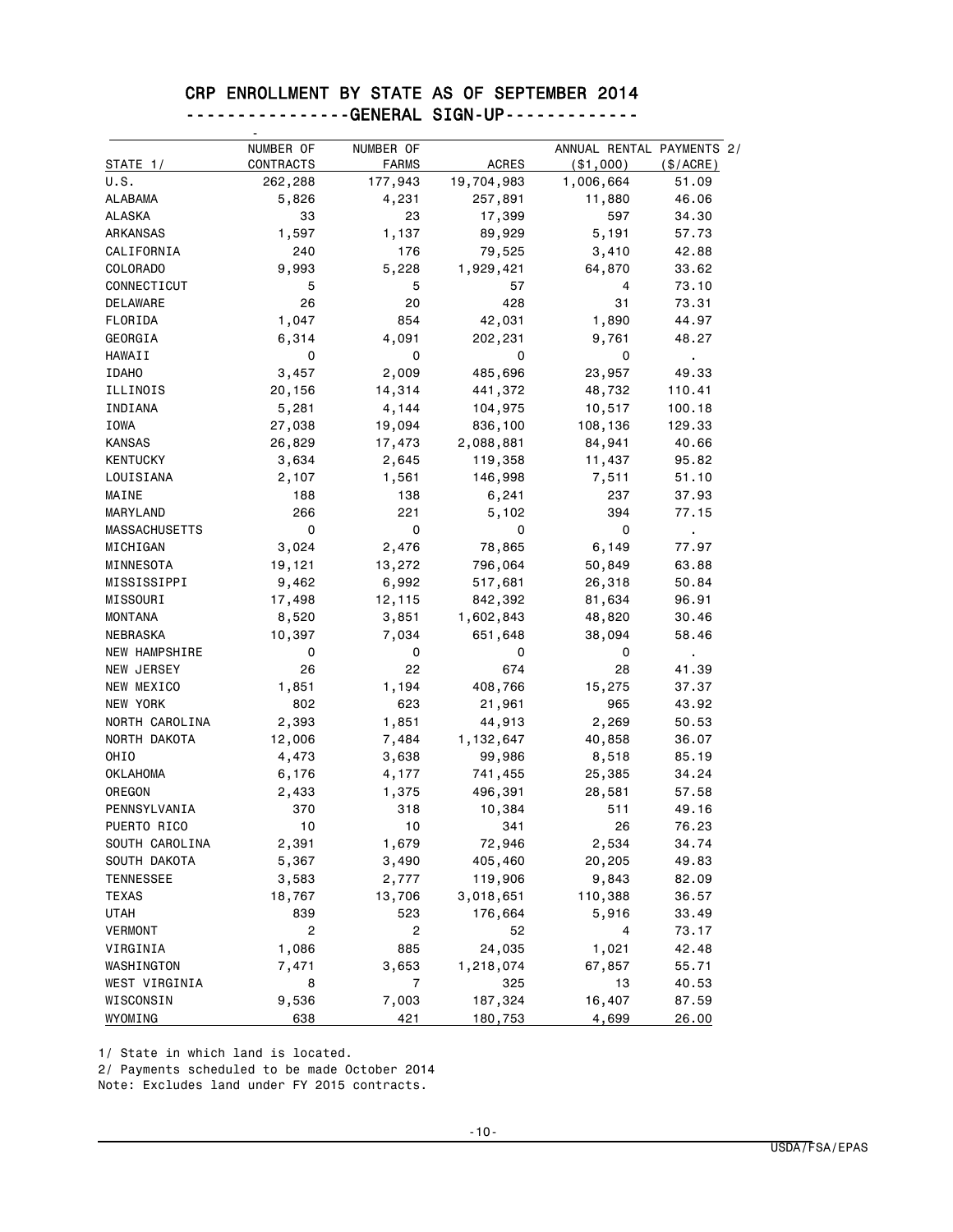# CRP ENROLLMENT BY STATE AS OF SEPTEMBER 2014

## ----------------GENERAL SIGN-UP-------------

| STATE 1/ | NUMBER OF CONTRACTS | NUMBER OF FARMS | ACRES | ANNUAL RENTAL PAYMENTS 2/ ($1,000) | ($/ACRE) |
|---|---|---|---|---|---|
| U.S. | 262,288 | 177,943 | 19,704,983 | 1,006,664 | 51.09 |
| ALABAMA | 5,826 | 4,231 | 257,891 | 11,880 | 46.06 |
| ALASKA | 33 | 23 | 17,399 | 597 | 34.30 |
| ARKANSAS | 1,597 | 1,137 | 89,929 | 5,191 | 57.73 |
| CALIFORNIA | 240 | 176 | 79,525 | 3,410 | 42.88 |
| COLORADO | 9,993 | 5,228 | 1,929,421 | 64,870 | 33.62 |
| CONNECTICUT | 5 | 5 | 57 | 4 | 73.10 |
| DELAWARE | 26 | 20 | 428 | 31 | 73.31 |
| FLORIDA | 1,047 | 854 | 42,031 | 1,890 | 44.97 |
| GEORGIA | 6,314 | 4,091 | 202,231 | 9,761 | 48.27 |
| HAWAII | 0 | 0 | 0 | 0 | . |
| IDAHO | 3,457 | 2,009 | 485,696 | 23,957 | 49.33 |
| ILLINOIS | 20,156 | 14,314 | 441,372 | 48,732 | 110.41 |
| INDIANA | 5,281 | 4,144 | 104,975 | 10,517 | 100.18 |
| IOWA | 27,038 | 19,094 | 836,100 | 108,136 | 129.33 |
| KANSAS | 26,829 | 17,473 | 2,088,881 | 84,941 | 40.66 |
| KENTUCKY | 3,634 | 2,645 | 119,358 | 11,437 | 95.82 |
| LOUISIANA | 2,107 | 1,561 | 146,998 | 7,511 | 51.10 |
| MAINE | 188 | 138 | 6,241 | 237 | 37.93 |
| MARYLAND | 266 | 221 | 5,102 | 394 | 77.15 |
| MASSACHUSETTS | 0 | 0 | 0 | 0 | . |
| MICHIGAN | 3,024 | 2,476 | 78,865 | 6,149 | 77.97 |
| MINNESOTA | 19,121 | 13,272 | 796,064 | 50,849 | 63.88 |
| MISSISSIPPI | 9,462 | 6,992 | 517,681 | 26,318 | 50.84 |
| MISSOURI | 17,498 | 12,115 | 842,392 | 81,634 | 96.91 |
| MONTANA | 8,520 | 3,851 | 1,602,843 | 48,820 | 30.46 |
| NEBRASKA | 10,397 | 7,034 | 651,648 | 38,094 | 58.46 |
| NEW HAMPSHIRE | 0 | 0 | 0 | 0 | . |
| NEW JERSEY | 26 | 22 | 674 | 28 | 41.39 |
| NEW MEXICO | 1,851 | 1,194 | 408,766 | 15,275 | 37.37 |
| NEW YORK | 802 | 623 | 21,961 | 965 | 43.92 |
| NORTH CAROLINA | 2,393 | 1,851 | 44,913 | 2,269 | 50.53 |
| NORTH DAKOTA | 12,006 | 7,484 | 1,132,647 | 40,858 | 36.07 |
| OHIO | 4,473 | 3,638 | 99,986 | 8,518 | 85.19 |
| OKLAHOMA | 6,176 | 4,177 | 741,455 | 25,385 | 34.24 |
| OREGON | 2,433 | 1,375 | 496,391 | 28,581 | 57.58 |
| PENNSYLVANIA | 370 | 318 | 10,384 | 511 | 49.16 |
| PUERTO RICO | 10 | 10 | 341 | 26 | 76.23 |
| SOUTH CAROLINA | 2,391 | 1,679 | 72,946 | 2,534 | 34.74 |
| SOUTH DAKOTA | 5,367 | 3,490 | 405,460 | 20,205 | 49.83 |
| TENNESSEE | 3,583 | 2,777 | 119,906 | 9,843 | 82.09 |
| TEXAS | 18,767 | 13,706 | 3,018,651 | 110,388 | 36.57 |
| UTAH | 839 | 523 | 176,664 | 5,916 | 33.49 |
| VERMONT | 2 | 2 | 52 | 4 | 73.17 |
| VIRGINIA | 1,086 | 885 | 24,035 | 1,021 | 42.48 |
| WASHINGTON | 7,471 | 3,653 | 1,218,074 | 67,857 | 55.71 |
| WEST VIRGINIA | 8 | 7 | 325 | 13 | 40.53 |
| WISCONSIN | 9,536 | 7,003 | 187,324 | 16,407 | 87.59 |
| WYOMING | 638 | 421 | 180,753 | 4,699 | 26.00 |

1/ State in which land is located.
2/ Payments scheduled to be made October 2014
Note: Excludes land under FY 2015 contracts.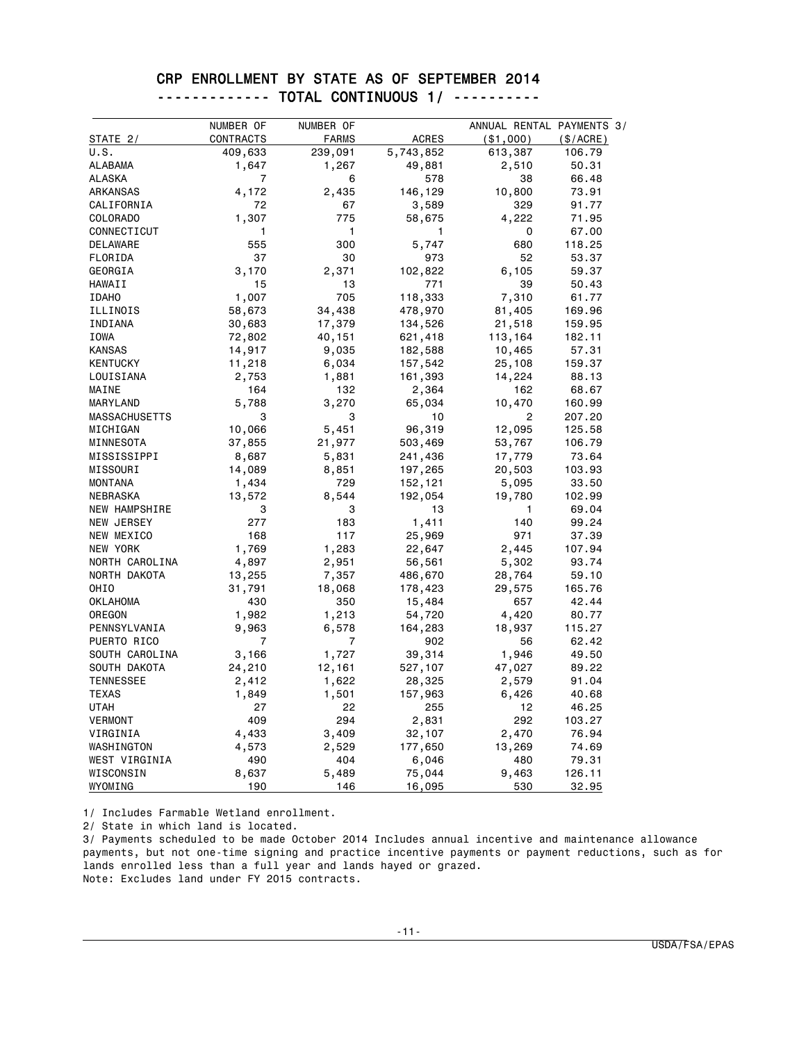# CRP ENROLLMENT BY STATE AS OF SEPTEMBER 2014

## ------------- TOTAL CONTINUOUS 1/ ----------

| STATE 2/ | NUMBER OF CONTRACTS | NUMBER OF FARMS | ACRES | ANNUAL RENTAL PAYMENTS 3/ ($1,000) | ($/ACRE) |
|---|---|---|---|---|---|
| U.S. | 409,633 | 239,091 | 5,743,852 | 613,387 | 106.79 |
| ALABAMA | 1,647 | 1,267 | 49,881 | 2,510 | 50.31 |
| ALASKA | 7 | 6 | 578 | 38 | 66.48 |
| ARKANSAS | 4,172 | 2,435 | 146,129 | 10,800 | 73.91 |
| CALIFORNIA | 72 | 67 | 3,589 | 329 | 91.77 |
| COLORADO | 1,307 | 775 | 58,675 | 4,222 | 71.95 |
| CONNECTICUT | 1 | 1 | 1 | 0 | 67.00 |
| DELAWARE | 555 | 300 | 5,747 | 680 | 118.25 |
| FLORIDA | 37 | 30 | 973 | 52 | 53.37 |
| GEORGIA | 3,170 | 2,371 | 102,822 | 6,105 | 59.37 |
| HAWAII | 15 | 13 | 771 | 39 | 50.43 |
| IDAHO | 1,007 | 705 | 118,333 | 7,310 | 61.77 |
| ILLINOIS | 58,673 | 34,438 | 478,970 | 81,405 | 169.96 |
| INDIANA | 30,683 | 17,379 | 134,526 | 21,518 | 159.95 |
| IOWA | 72,802 | 40,151 | 621,418 | 113,164 | 182.11 |
| KANSAS | 14,917 | 9,035 | 182,588 | 10,465 | 57.31 |
| KENTUCKY | 11,218 | 6,034 | 157,542 | 25,108 | 159.37 |
| LOUISIANA | 2,753 | 1,881 | 161,393 | 14,224 | 88.13 |
| MAINE | 164 | 132 | 2,364 | 162 | 68.67 |
| MARYLAND | 5,788 | 3,270 | 65,034 | 10,470 | 160.99 |
| MASSACHUSETTS | 3 | 3 | 10 | 2 | 207.20 |
| MICHIGAN | 10,066 | 5,451 | 96,319 | 12,095 | 125.58 |
| MINNESOTA | 37,855 | 21,977 | 503,469 | 53,767 | 106.79 |
| MISSISSIPPI | 8,687 | 5,831 | 241,436 | 17,779 | 73.64 |
| MISSOURI | 14,089 | 8,851 | 197,265 | 20,503 | 103.93 |
| MONTANA | 1,434 | 729 | 152,121 | 5,095 | 33.50 |
| NEBRASKA | 13,572 | 8,544 | 192,054 | 19,780 | 102.99 |
| NEW HAMPSHIRE | 3 | 3 | 13 | 1 | 69.04 |
| NEW JERSEY | 277 | 183 | 1,411 | 140 | 99.24 |
| NEW MEXICO | 168 | 117 | 25,969 | 971 | 37.39 |
| NEW YORK | 1,769 | 1,283 | 22,647 | 2,445 | 107.94 |
| NORTH CAROLINA | 4,897 | 2,951 | 56,561 | 5,302 | 93.74 |
| NORTH DAKOTA | 13,255 | 7,357 | 486,670 | 28,764 | 59.10 |
| OHIO | 31,791 | 18,068 | 178,423 | 29,575 | 165.76 |
| OKLAHOMA | 430 | 350 | 15,484 | 657 | 42.44 |
| OREGON | 1,982 | 1,213 | 54,720 | 4,420 | 80.77 |
| PENNSYLVANIA | 9,963 | 6,578 | 164,283 | 18,937 | 115.27 |
| PUERTO RICO | 7 | 7 | 902 | 56 | 62.42 |
| SOUTH CAROLINA | 3,166 | 1,727 | 39,314 | 1,946 | 49.50 |
| SOUTH DAKOTA | 24,210 | 12,161 | 527,107 | 47,027 | 89.22 |
| TENNESSEE | 2,412 | 1,622 | 28,325 | 2,579 | 91.04 |
| TEXAS | 1,849 | 1,501 | 157,963 | 6,426 | 40.68 |
| UTAH | 27 | 22 | 255 | 12 | 46.25 |
| VERMONT | 409 | 294 | 2,831 | 292 | 103.27 |
| VIRGINIA | 4,433 | 3,409 | 32,107 | 2,470 | 76.94 |
| WASHINGTON | 4,573 | 2,529 | 177,650 | 13,269 | 74.69 |
| WEST VIRGINIA | 490 | 404 | 6,046 | 480 | 79.31 |
| WISCONSIN | 8,637 | 5,489 | 75,044 | 9,463 | 126.11 |
| WYOMING | 190 | 146 | 16,095 | 530 | 32.95 |

1/ Includes Farmable Wetland enrollment.

2/ State in which land is located.

3/ Payments scheduled to be made October 2014 Includes annual incentive and maintenance allowance payments, but not one-time signing and practice incentive payments or payment reductions, such as for lands enrolled less than a full year and lands hayed or grazed.

Note: Excludes land under FY 2015 contracts.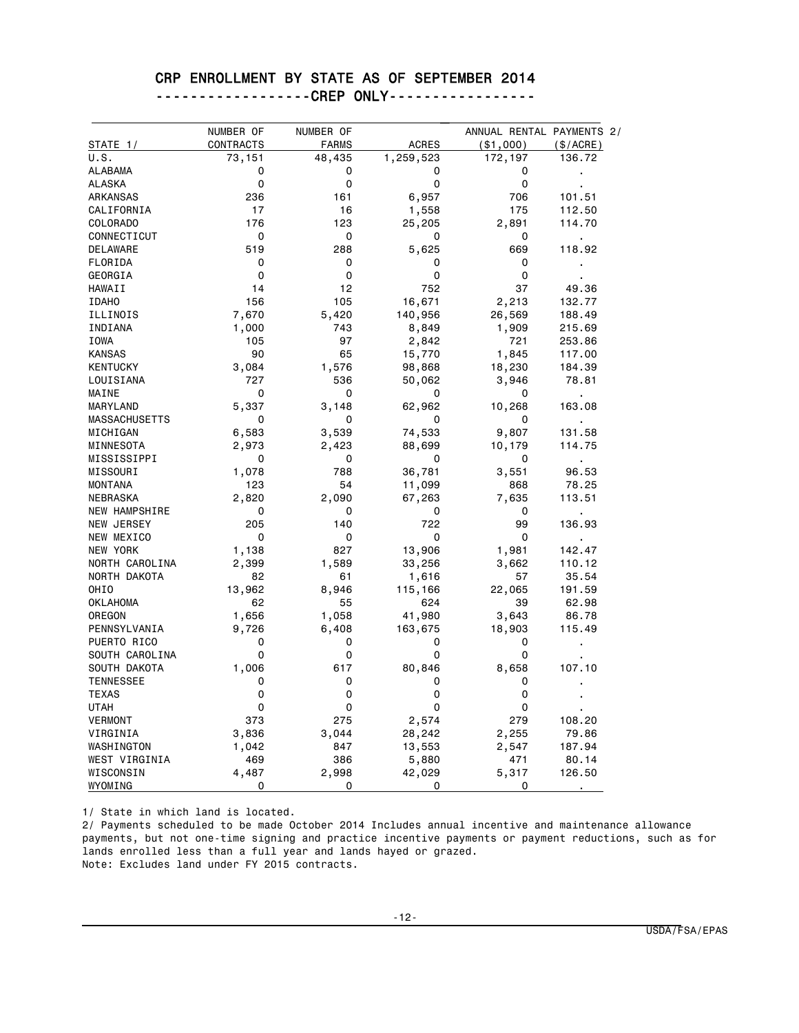## CRP ENROLLMENT BY STATE AS OF SEPTEMBER 2014

### ------------------CREP ONLY----------------

| STATE 1/ | NUMBER OF CONTRACTS | NUMBER OF FARMS | ACRES | ANNUAL RENTAL PAYMENTS 2/ ($1,000) | ($/ACRE) |
|---|---|---|---|---|---|
| U.S. | 73,151 | 48,435 | 1,259,523 | 172,197 | 136.72 |
| ALABAMA | 0 | 0 | 0 | 0 | . |
| ALASKA | 0 | 0 | 0 | 0 | . |
| ARKANSAS | 236 | 161 | 6,957 | 706 | 101.51 |
| CALIFORNIA | 17 | 16 | 1,558 | 175 | 112.50 |
| COLORADO | 176 | 123 | 25,205 | 2,891 | 114.70 |
| CONNECTICUT | 0 | 0 | 0 | 0 | . |
| DELAWARE | 519 | 288 | 5,625 | 669 | 118.92 |
| FLORIDA | 0 | 0 | 0 | 0 | . |
| GEORGIA | 0 | 0 | 0 | 0 | . |
| HAWAII | 14 | 12 | 752 | 37 | 49.36 |
| IDAHO | 156 | 105 | 16,671 | 2,213 | 132.77 |
| ILLINOIS | 7,670 | 5,420 | 140,956 | 26,569 | 188.49 |
| INDIANA | 1,000 | 743 | 8,849 | 1,909 | 215.69 |
| IOWA | 105 | 97 | 2,842 | 721 | 253.86 |
| KANSAS | 90 | 65 | 15,770 | 1,845 | 117.00 |
| KENTUCKY | 3,084 | 1,576 | 98,868 | 18,230 | 184.39 |
| LOUISIANA | 727 | 536 | 50,062 | 3,946 | 78.81 |
| MAINE | 0 | 0 | 0 | 0 | . |
| MARYLAND | 5,337 | 3,148 | 62,962 | 10,268 | 163.08 |
| MASSACHUSETTS | 0 | 0 | 0 | 0 | . |
| MICHIGAN | 6,583 | 3,539 | 74,533 | 9,807 | 131.58 |
| MINNESOTA | 2,973 | 2,423 | 88,699 | 10,179 | 114.75 |
| MISSISSIPPI | 0 | 0 | 0 | 0 | . |
| MISSOURI | 1,078 | 788 | 36,781 | 3,551 | 96.53 |
| MONTANA | 123 | 54 | 11,099 | 868 | 78.25 |
| NEBRASKA | 2,820 | 2,090 | 67,263 | 7,635 | 113.51 |
| NEW HAMPSHIRE | 0 | 0 | 0 | 0 | . |
| NEW JERSEY | 205 | 140 | 722 | 99 | 136.93 |
| NEW MEXICO | 0 | 0 | 0 | 0 | . |
| NEW YORK | 1,138 | 827 | 13,906 | 1,981 | 142.47 |
| NORTH CAROLINA | 2,399 | 1,589 | 33,256 | 3,662 | 110.12 |
| NORTH DAKOTA | 82 | 61 | 1,616 | 57 | 35.54 |
| OHIO | 13,962 | 8,946 | 115,166 | 22,065 | 191.59 |
| OKLAHOMA | 62 | 55 | 624 | 39 | 62.98 |
| OREGON | 1,656 | 1,058 | 41,980 | 3,643 | 86.78 |
| PENNSYLVANIA | 9,726 | 6,408 | 163,675 | 18,903 | 115.49 |
| PUERTO RICO | 0 | 0 | 0 | 0 | . |
| SOUTH CAROLINA | 0 | 0 | 0 | 0 | . |
| SOUTH DAKOTA | 1,006 | 617 | 80,846 | 8,658 | 107.10 |
| TENNESSEE | 0 | 0 | 0 | 0 | . |
| TEXAS | 0 | 0 | 0 | 0 | . |
| UTAH | 0 | 0 | 0 | 0 | . |
| VERMONT | 373 | 275 | 2,574 | 279 | 108.20 |
| VIRGINIA | 3,836 | 3,044 | 28,242 | 2,255 | 79.86 |
| WASHINGTON | 1,042 | 847 | 13,553 | 2,547 | 187.94 |
| WEST VIRGINIA | 469 | 386 | 5,880 | 471 | 80.14 |
| WISCONSIN | 4,487 | 2,998 | 42,029 | 5,317 | 126.50 |
| WYOMING | 0 | 0 | 0 | 0 | . |

1/ State in which land is located.

2/ Payments scheduled to be made October 2014 Includes annual incentive and maintenance allowance payments, but not one-time signing and practice incentive payments or payment reductions, such as for lands enrolled less than a full year and lands hayed or grazed.

Note: Excludes land under FY 2015 contracts.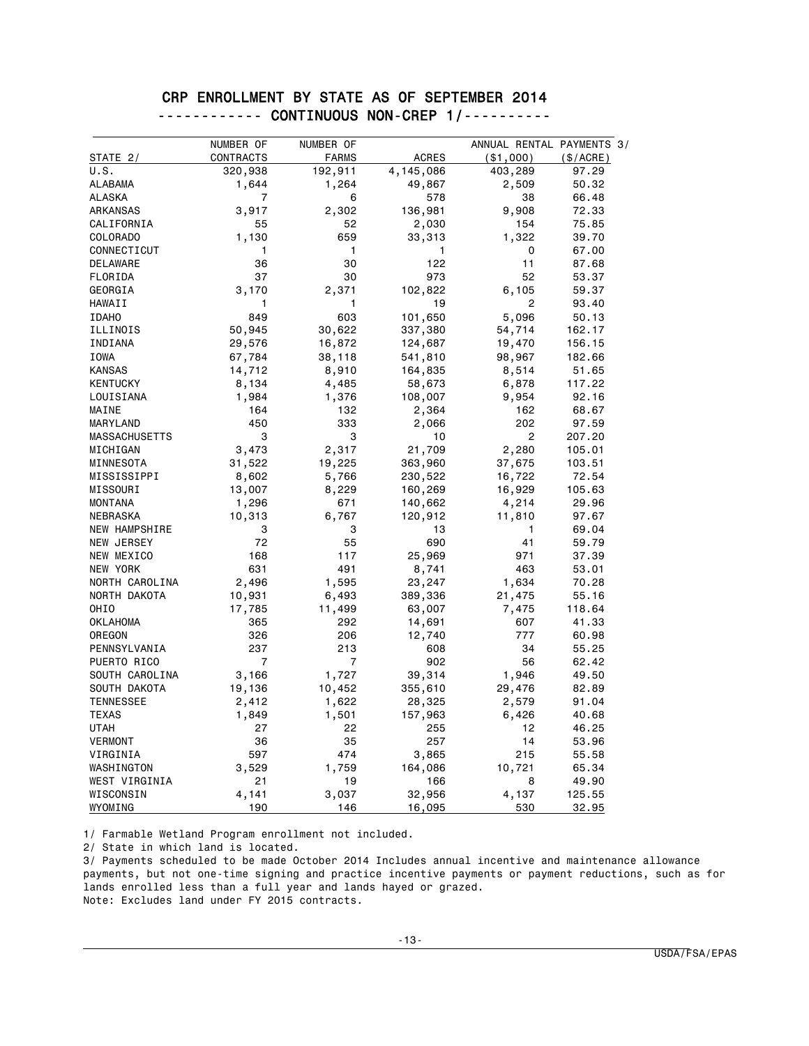# CRP ENROLLMENT BY STATE AS OF SEPTEMBER 2014

## ------------ CONTINUOUS NON-CREP 1/----------

| STATE 2/ | NUMBER OF CONTRACTS | NUMBER OF FARMS | ACRES | ANNUAL RENTAL PAYMENTS 3/ ($1,000) | ($/ACRE) |
|---|---|---|---|---|---|
| U.S. | 320,938 | 192,911 | 4,145,086 | 403,289 | 97.29 |
| ALABAMA | 1,644 | 1,264 | 49,867 | 2,509 | 50.32 |
| ALASKA | 7 | 6 | 578 | 38 | 66.48 |
| ARKANSAS | 3,917 | 2,302 | 136,981 | 9,908 | 72.33 |
| CALIFORNIA | 55 | 52 | 2,030 | 154 | 75.85 |
| COLORADO | 1,130 | 659 | 33,313 | 1,322 | 39.70 |
| CONNECTICUT | 1 | 1 | 1 | 0 | 67.00 |
| DELAWARE | 36 | 30 | 122 | 11 | 87.68 |
| FLORIDA | 37 | 30 | 973 | 52 | 53.37 |
| GEORGIA | 3,170 | 2,371 | 102,822 | 6,105 | 59.37 |
| HAWAII | 1 | 1 | 19 | 2 | 93.40 |
| IDAHO | 849 | 603 | 101,650 | 5,096 | 50.13 |
| ILLINOIS | 50,945 | 30,622 | 337,380 | 54,714 | 162.17 |
| INDIANA | 29,576 | 16,872 | 124,687 | 19,470 | 156.15 |
| IOWA | 67,784 | 38,118 | 541,810 | 98,967 | 182.66 |
| KANSAS | 14,712 | 8,910 | 164,835 | 8,514 | 51.65 |
| KENTUCKY | 8,134 | 4,485 | 58,673 | 6,878 | 117.22 |
| LOUISIANA | 1,984 | 1,376 | 108,007 | 9,954 | 92.16 |
| MAINE | 164 | 132 | 2,364 | 162 | 68.67 |
| MARYLAND | 450 | 333 | 2,066 | 202 | 97.59 |
| MASSACHUSETTS | 3 | 3 | 10 | 2 | 207.20 |
| MICHIGAN | 3,473 | 2,317 | 21,709 | 2,280 | 105.01 |
| MINNESOTA | 31,522 | 19,225 | 363,960 | 37,675 | 103.51 |
| MISSISSIPPI | 8,602 | 5,766 | 230,522 | 16,722 | 72.54 |
| MISSOURI | 13,007 | 8,229 | 160,269 | 16,929 | 105.63 |
| MONTANA | 1,296 | 671 | 140,662 | 4,214 | 29.96 |
| NEBRASKA | 10,313 | 6,767 | 120,912 | 11,810 | 97.67 |
| NEW HAMPSHIRE | 3 | 3 | 13 | 1 | 69.04 |
| NEW JERSEY | 72 | 55 | 690 | 41 | 59.79 |
| NEW MEXICO | 168 | 117 | 25,969 | 971 | 37.39 |
| NEW YORK | 631 | 491 | 8,741 | 463 | 53.01 |
| NORTH CAROLINA | 2,496 | 1,595 | 23,247 | 1,634 | 70.28 |
| NORTH DAKOTA | 10,931 | 6,493 | 389,336 | 21,475 | 55.16 |
| OHIO | 17,785 | 11,499 | 63,007 | 7,475 | 118.64 |
| OKLAHOMA | 365 | 292 | 14,691 | 607 | 41.33 |
| OREGON | 326 | 206 | 12,740 | 777 | 60.98 |
| PENNSYLVANIA | 237 | 213 | 608 | 34 | 55.25 |
| PUERTO RICO | 7 | 7 | 902 | 56 | 62.42 |
| SOUTH CAROLINA | 3,166 | 1,727 | 39,314 | 1,946 | 49.50 |
| SOUTH DAKOTA | 19,136 | 10,452 | 355,610 | 29,476 | 82.89 |
| TENNESSEE | 2,412 | 1,622 | 28,325 | 2,579 | 91.04 |
| TEXAS | 1,849 | 1,501 | 157,963 | 6,426 | 40.68 |
| UTAH | 27 | 22 | 255 | 12 | 46.25 |
| VERMONT | 36 | 35 | 257 | 14 | 53.96 |
| VIRGINIA | 597 | 474 | 3,865 | 215 | 55.58 |
| WASHINGTON | 3,529 | 1,759 | 164,086 | 10,721 | 65.34 |
| WEST VIRGINIA | 21 | 19 | 166 | 8 | 49.90 |
| WISCONSIN | 4,141 | 3,037 | 32,956 | 4,137 | 125.55 |
| WYOMING | 190 | 146 | 16,095 | 530 | 32.95 |

1/ Farmable Wetland Program enrollment not included.
2/ State in which land is located.
3/ Payments scheduled to be made October 2014 Includes annual incentive and maintenance allowance payments, but not one-time signing and practice incentive payments or payment reductions, such as for lands enrolled less than a full year and lands hayed or grazed.
Note: Excludes land under FY 2015 contracts.

USDA/FSA/EPAS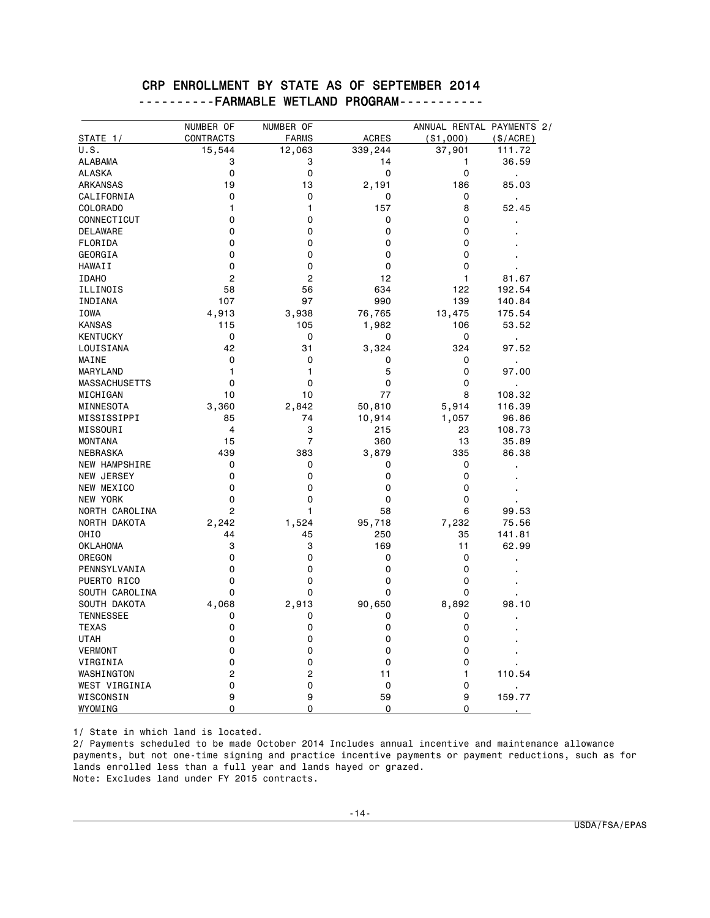## CRP ENROLLMENT BY STATE AS OF SEPTEMBER 2014

### ----------FARMABLE WETLAND PROGRAM-----------

| STATE 1/ | NUMBER OF CONTRACTS | NUMBER OF FARMS | ACRES | ANNUAL RENTAL PAYMENTS 2/ ($1,000) | ($/ACRE) |
|---|---|---|---|---|---|
| U.S. | 15,544 | 12,063 | 339,244 | 37,901 | 111.72 |
| ALABAMA | 3 | 3 | 14 | 1 | 36.59 |
| ALASKA | 0 | 0 | 0 | 0 | . |
| ARKANSAS | 19 | 13 | 2,191 | 186 | 85.03 |
| CALIFORNIA | 0 | 0 | 0 | 0 | . |
| COLORADO | 1 | 1 | 157 | 8 | 52.45 |
| CONNECTICUT | 0 | 0 | 0 | 0 | . |
| DELAWARE | 0 | 0 | 0 | 0 | . |
| FLORIDA | 0 | 0 | 0 | 0 | . |
| GEORGIA | 0 | 0 | 0 | 0 | . |
| HAWAII | 0 | 0 | 0 | 0 | . |
| IDAHO | 2 | 2 | 12 | 1 | 81.67 |
| ILLINOIS | 58 | 56 | 634 | 122 | 192.54 |
| INDIANA | 107 | 97 | 990 | 139 | 140.84 |
| IOWA | 4,913 | 3,938 | 76,765 | 13,475 | 175.54 |
| KANSAS | 115 | 105 | 1,982 | 106 | 53.52 |
| KENTUCKY | 0 | 0 | 0 | 0 | . |
| LOUISIANA | 42 | 31 | 3,324 | 324 | 97.52 |
| MAINE | 0 | 0 | 0 | 0 | . |
| MARYLAND | 1 | 1 | 5 | 0 | 97.00 |
| MASSACHUSETTS | 0 | 0 | 0 | 0 | . |
| MICHIGAN | 10 | 10 | 77 | 8 | 108.32 |
| MINNESOTA | 3,360 | 2,842 | 50,810 | 5,914 | 116.39 |
| MISSISSIPPI | 85 | 74 | 10,914 | 1,057 | 96.86 |
| MISSOURI | 4 | 3 | 215 | 23 | 108.73 |
| MONTANA | 15 | 7 | 360 | 13 | 35.89 |
| NEBRASKA | 439 | 383 | 3,879 | 335 | 86.38 |
| NEW HAMPSHIRE | 0 | 0 | 0 | 0 | . |
| NEW JERSEY | 0 | 0 | 0 | 0 | . |
| NEW MEXICO | 0 | 0 | 0 | 0 | . |
| NEW YORK | 0 | 0 | 0 | 0 | . |
| NORTH CAROLINA | 2 | 1 | 58 | 6 | 99.53 |
| NORTH DAKOTA | 2,242 | 1,524 | 95,718 | 7,232 | 75.56 |
| OHIO | 44 | 45 | 250 | 35 | 141.81 |
| OKLAHOMA | 3 | 3 | 169 | 11 | 62.99 |
| OREGON | 0 | 0 | 0 | 0 | . |
| PENNSYLVANIA | 0 | 0 | 0 | 0 | . |
| PUERTO RICO | 0 | 0 | 0 | 0 | . |
| SOUTH CAROLINA | 0 | 0 | 0 | 0 | . |
| SOUTH DAKOTA | 4,068 | 2,913 | 90,650 | 8,892 | 98.10 |
| TENNESSEE | 0 | 0 | 0 | 0 | . |
| TEXAS | 0 | 0 | 0 | 0 | . |
| UTAH | 0 | 0 | 0 | 0 | . |
| VERMONT | 0 | 0 | 0 | 0 | . |
| VIRGINIA | 0 | 0 | 0 | 0 | . |
| WASHINGTON | 2 | 2 | 11 | 1 | 110.54 |
| WEST VIRGINIA | 0 | 0 | 0 | 0 | . |
| WISCONSIN | 9 | 9 | 59 | 9 | 159.77 |
| WYOMING | 0 | 0 | 0 | 0 | . |

1/ State in which land is located.
2/ Payments scheduled to be made October 2014 Includes annual incentive and maintenance allowance payments, but not one-time signing and practice incentive payments or payment reductions, such as for lands enrolled less than a full year and lands hayed or grazed.
Note: Excludes land under FY 2015 contracts.

USDA/FSA/EPAS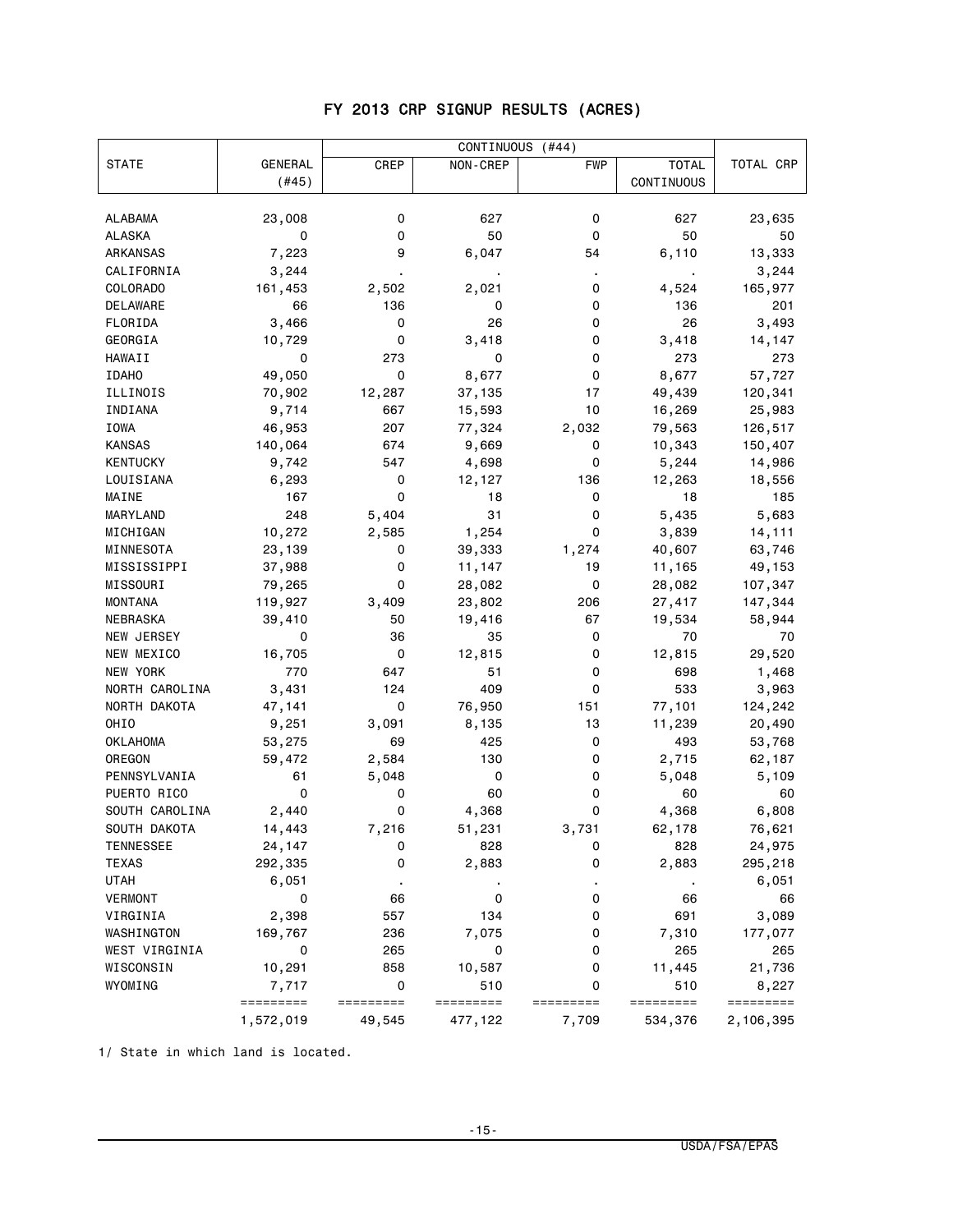# FY 2013 CRP SIGNUP RESULTS (ACRES)

| STATE | GENERAL (#45) | CONTINUOUS (#44) | | | | TOTAL CRP |
|---|---|---|---|---|---|---|
| | | CREP | NON-CREP | FWP | TOTAL CONTINUOUS | |
| ALABAMA | 23,008 | 0 | 627 | 0 | 627 | 23,635 |
| ALASKA | 0 | 0 | 50 | 0 | 50 | 50 |
| ARKANSAS | 7,223 | 9 | 6,047 | 54 | 6,110 | 13,333 |
| CALIFORNIA | 3,244 | . | . | . | . | 3,244 |
| COLORADO | 161,453 | 2,502 | 2,021 | 0 | 4,524 | 165,977 |
| DELAWARE | 66 | 136 | 0 | 0 | 136 | 201 |
| FLORIDA | 3,466 | 0 | 26 | 0 | 26 | 3,493 |
| GEORGIA | 10,729 | 0 | 3,418 | 0 | 3,418 | 14,147 |
| HAWAII | 0 | 273 | 0 | 0 | 273 | 273 |
| IDAHO | 49,050 | 0 | 8,677 | 0 | 8,677 | 57,727 |
| ILLINOIS | 70,902 | 12,287 | 37,135 | 17 | 49,439 | 120,341 |
| INDIANA | 9,714 | 667 | 15,593 | 10 | 16,269 | 25,983 |
| IOWA | 46,953 | 207 | 77,324 | 2,032 | 79,563 | 126,517 |
| KANSAS | 140,064 | 674 | 9,669 | 0 | 10,343 | 150,407 |
| KENTUCKY | 9,742 | 547 | 4,698 | 0 | 5,244 | 14,986 |
| LOUISIANA | 6,293 | 0 | 12,127 | 136 | 12,263 | 18,556 |
| MAINE | 167 | 0 | 18 | 0 | 18 | 185 |
| MARYLAND | 248 | 5,404 | 31 | 0 | 5,435 | 5,683 |
| MICHIGAN | 10,272 | 2,585 | 1,254 | 0 | 3,839 | 14,111 |
| MINNESOTA | 23,139 | 0 | 39,333 | 1,274 | 40,607 | 63,746 |
| MISSISSIPPI | 37,988 | 0 | 11,147 | 19 | 11,165 | 49,153 |
| MISSOURI | 79,265 | 0 | 28,082 | 0 | 28,082 | 107,347 |
| MONTANA | 119,927 | 3,409 | 23,802 | 206 | 27,417 | 147,344 |
| NEBRASKA | 39,410 | 50 | 19,416 | 67 | 19,534 | 58,944 |
| NEW JERSEY | 0 | 36 | 35 | 0 | 70 | 70 |
| NEW MEXICO | 16,705 | 0 | 12,815 | 0 | 12,815 | 29,520 |
| NEW YORK | 770 | 647 | 51 | 0 | 698 | 1,468 |
| NORTH CAROLINA | 3,431 | 124 | 409 | 0 | 533 | 3,963 |
| NORTH DAKOTA | 47,141 | 0 | 76,950 | 151 | 77,101 | 124,242 |
| OHIO | 9,251 | 3,091 | 8,135 | 13 | 11,239 | 20,490 |
| OKLAHOMA | 53,275 | 69 | 425 | 0 | 493 | 53,768 |
| OREGON | 59,472 | 2,584 | 130 | 0 | 2,715 | 62,187 |
| PENNSYLVANIA | 61 | 5,048 | 0 | 0 | 5,048 | 5,109 |
| PUERTO RICO | 0 | 0 | 60 | 0 | 60 | 60 |
| SOUTH CAROLINA | 2,440 | 0 | 4,368 | 0 | 4,368 | 6,808 |
| SOUTH DAKOTA | 14,443 | 7,216 | 51,231 | 3,731 | 62,178 | 76,621 |
| TENNESSEE | 24,147 | 0 | 828 | 0 | 828 | 24,975 |
| TEXAS | 292,335 | 0 | 2,883 | 0 | 2,883 | 295,218 |
| UTAH | 6,051 | . | . | . | . | 6,051 |
| VERMONT | 0 | 66 | 0 | 0 | 66 | 66 |
| VIRGINIA | 2,398 | 557 | 134 | 0 | 691 | 3,089 |
| WASHINGTON | 169,767 | 236 | 7,075 | 0 | 7,310 | 177,077 |
| WEST VIRGINIA | 0 | 265 | 0 | 0 | 265 | 265 |
| WISCONSIN | 10,291 | 858 | 10,587 | 0 | 11,445 | 21,736 |
| WYOMING | 7,717 | 0 | 510 | 0 | 510 | 8,227 |
| | 1,572,019 | 49,545 | 477,122 | 7,709 | 534,376 | 2,106,395 |

1/ State in which land is located.

USDA/FSA/EPAS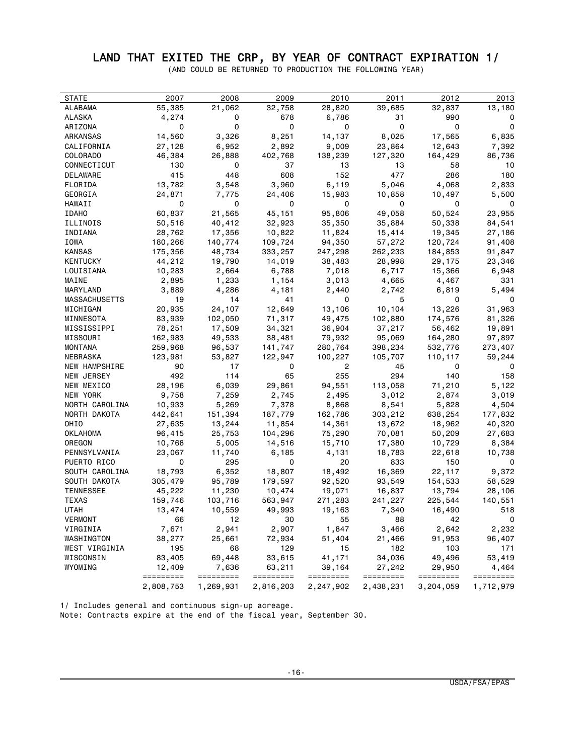# LAND THAT EXITED THE CRP, BY YEAR OF CONTRACT EXPIRATION 1/

(AND COULD BE RETURNED TO PRODUCTION THE FOLLOWING YEAR)

| STATE | 2007 | 2008 | 2009 | 2010 | 2011 | 2012 | 2013 |
|---|---|---|---|---|---|---|---|
| ALABAMA | 55,385 | 21,062 | 32,758 | 28,820 | 39,685 | 32,837 | 13,180 |
| ALASKA | 4,274 | 0 | 678 | 6,786 | 31 | 990 | 0 |
| ARIZONA | 0 | 0 | 0 | 0 | 0 | 0 | 0 |
| ARKANSAS | 14,560 | 3,326 | 8,251 | 14,137 | 8,025 | 17,565 | 6,835 |
| CALIFORNIA | 27,128 | 6,952 | 2,892 | 9,009 | 23,864 | 12,643 | 7,392 |
| COLORADO | 46,384 | 26,888 | 402,768 | 138,239 | 127,320 | 164,429 | 86,736 |
| CONNECTICUT | 130 | 0 | 37 | 13 | 13 | 58 | 10 |
| DELAWARE | 415 | 448 | 608 | 152 | 477 | 286 | 180 |
| FLORIDA | 13,782 | 3,548 | 3,960 | 6,119 | 5,046 | 4,068 | 2,833 |
| GEORGIA | 24,871 | 7,775 | 24,406 | 15,983 | 10,858 | 10,497 | 5,500 |
| HAWAII | 0 | 0 | 0 | 0 | 0 | 0 | 0 |
| IDAHO | 60,837 | 21,565 | 45,151 | 95,806 | 49,058 | 50,524 | 23,955 |
| ILLINOIS | 50,516 | 40,412 | 32,923 | 35,350 | 35,884 | 50,338 | 84,541 |
| INDIANA | 28,762 | 17,356 | 10,822 | 11,824 | 15,414 | 19,345 | 27,186 |
| IOWA | 180,266 | 140,774 | 109,724 | 94,350 | 57,272 | 120,724 | 91,408 |
| KANSAS | 175,356 | 48,734 | 333,257 | 247,298 | 262,233 | 184,853 | 91,847 |
| KENTUCKY | 44,212 | 19,790 | 14,019 | 38,483 | 28,998 | 29,175 | 23,346 |
| LOUISIANA | 10,283 | 2,664 | 6,788 | 7,018 | 6,717 | 15,366 | 6,948 |
| MAINE | 2,895 | 1,233 | 1,154 | 3,013 | 4,665 | 4,467 | 331 |
| MARYLAND | 3,889 | 4,286 | 4,181 | 2,440 | 2,742 | 6,819 | 5,494 |
| MASSACHUSETTS | 19 | 14 | 41 | 0 | 5 | 0 | 0 |
| MICHIGAN | 20,935 | 24,107 | 12,649 | 13,106 | 10,104 | 13,226 | 31,963 |
| MINNESOTA | 83,939 | 102,050 | 71,317 | 49,475 | 102,880 | 174,576 | 81,326 |
| MISSISSIPPI | 78,251 | 17,509 | 34,321 | 36,904 | 37,217 | 56,462 | 19,891 |
| MISSOURI | 162,983 | 49,533 | 38,481 | 79,932 | 95,069 | 164,280 | 97,897 |
| MONTANA | 259,968 | 96,537 | 141,747 | 280,764 | 398,234 | 532,776 | 273,407 |
| NEBRASKA | 123,981 | 53,827 | 122,947 | 100,227 | 105,707 | 110,117 | 59,244 |
| NEW HAMPSHIRE | 90 | 17 | 0 | 2 | 45 | 0 | 0 |
| NEW JERSEY | 492 | 114 | 65 | 255 | 294 | 140 | 158 |
| NEW MEXICO | 28,196 | 6,039 | 29,861 | 94,551 | 113,058 | 71,210 | 5,122 |
| NEW YORK | 9,758 | 7,259 | 2,745 | 2,495 | 3,012 | 2,874 | 3,019 |
| NORTH CAROLINA | 10,933 | 5,269 | 7,378 | 8,868 | 8,541 | 5,828 | 4,504 |
| NORTH DAKOTA | 442,641 | 151,394 | 187,779 | 162,786 | 303,212 | 638,254 | 177,832 |
| OHIO | 27,635 | 13,244 | 11,854 | 14,361 | 13,672 | 18,962 | 40,320 |
| OKLAHOMA | 96,415 | 25,753 | 104,296 | 75,290 | 70,081 | 50,209 | 27,683 |
| OREGON | 10,768 | 5,005 | 14,516 | 15,710 | 17,380 | 10,729 | 8,384 |
| PENNSYLVANIA | 23,067 | 11,740 | 6,185 | 4,131 | 18,783 | 22,618 | 10,738 |
| PUERTO RICO | 0 | 295 | 0 | 20 | 833 | 150 | 0 |
| SOUTH CAROLINA | 18,793 | 6,352 | 18,807 | 18,492 | 16,369 | 22,117 | 9,372 |
| SOUTH DAKOTA | 305,479 | 95,789 | 179,597 | 92,520 | 93,549 | 154,533 | 58,529 |
| TENNESSEE | 45,222 | 11,230 | 10,474 | 19,071 | 16,837 | 13,794 | 28,106 |
| TEXAS | 159,746 | 103,716 | 563,947 | 271,283 | 241,227 | 225,544 | 140,551 |
| UTAH | 13,474 | 10,559 | 49,993 | 19,163 | 7,340 | 16,490 | 518 |
| VERMONT | 66 | 12 | 30 | 55 | 88 | 42 | 0 |
| VIRGINIA | 7,671 | 2,941 | 2,907 | 1,847 | 3,466 | 2,642 | 2,232 |
| WASHINGTON | 38,277 | 25,661 | 72,934 | 51,404 | 21,466 | 91,953 | 96,407 |
| WEST VIRGINIA | 195 | 68 | 129 | 15 | 182 | 103 | 171 |
| WISCONSIN | 83,405 | 69,448 | 33,615 | 41,171 | 34,036 | 49,496 | 53,419 |
| WYOMING | 12,409 | 7,636 | 63,211 | 39,164 | 27,242 | 29,950 | 4,464 |
| | 2,808,753 | 1,269,931 | 2,816,203 | 2,247,902 | 2,438,231 | 3,204,059 | 1,712,979 |

1/ Includes general and continuous sign-up acreage.
Note: Contracts expire at the end of the fiscal year, September 30.

USDA/FSA/EPAS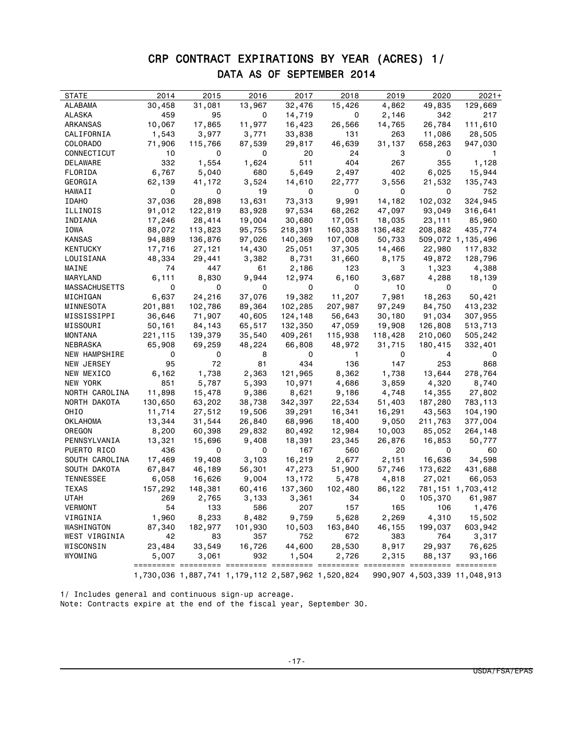# CRP CONTRACT EXPIRATIONS BY YEAR (ACRES) 1/

## DATA AS OF SEPTEMBER 2014

| STATE | 2014 | 2015 | 2016 | 2017 | 2018 | 2019 | 2020 | 2021+ |
|---|---|---|---|---|---|---|---|---|
| ALABAMA | 30,458 | 31,081 | 13,967 | 32,476 | 15,426 | 4,862 | 49,835 | 129,669 |
| ALASKA | 459 | 95 | 0 | 14,719 | 0 | 2,146 | 342 | 217 |
| ARKANSAS | 10,067 | 17,865 | 11,977 | 16,423 | 26,566 | 14,765 | 26,784 | 111,610 |
| CALIFORNIA | 1,543 | 3,977 | 3,771 | 33,838 | 131 | 263 | 11,086 | 28,505 |
| COLORADO | 71,906 | 115,766 | 87,539 | 29,817 | 46,639 | 31,137 | 658,263 | 947,030 |
| CONNECTICUT | 10 | 0 | 0 | 20 | 24 | 3 | 0 | 1 |
| DELAWARE | 332 | 1,554 | 1,624 | 511 | 404 | 267 | 355 | 1,128 |
| FLORIDA | 6,767 | 5,040 | 680 | 5,649 | 2,497 | 402 | 6,025 | 15,944 |
| GEORGIA | 62,139 | 41,172 | 3,524 | 14,610 | 22,777 | 3,556 | 21,532 | 135,743 |
| HAWAII | 0 | 0 | 19 | 0 | 0 | 0 | 0 | 752 |
| IDAHO | 37,036 | 28,898 | 13,631 | 73,313 | 9,991 | 14,182 | 102,032 | 324,945 |
| ILLINOIS | 91,012 | 122,819 | 83,928 | 97,534 | 68,262 | 47,097 | 93,049 | 316,641 |
| INDIANA | 17,246 | 28,414 | 19,004 | 30,680 | 17,051 | 18,035 | 23,111 | 85,960 |
| IOWA | 88,072 | 113,823 | 95,755 | 218,391 | 160,338 | 136,482 | 208,882 | 435,774 |
| KANSAS | 94,889 | 136,876 | 97,026 | 140,369 | 107,008 | 50,733 | 509,072 | 1,135,496 |
| KENTUCKY | 17,716 | 27,121 | 14,430 | 25,051 | 37,305 | 14,466 | 22,980 | 117,832 |
| LOUISIANA | 48,334 | 29,441 | 3,382 | 8,731 | 31,660 | 8,175 | 49,872 | 128,796 |
| MAINE | 74 | 447 | 61 | 2,186 | 123 | 3 | 1,323 | 4,388 |
| MARYLAND | 6,111 | 8,830 | 9,944 | 12,974 | 6,160 | 3,687 | 4,288 | 18,139 |
| MASSACHUSETTS | 0 | 0 | 0 | 0 | 0 | 10 | 0 | 0 |
| MICHIGAN | 6,637 | 24,216 | 37,076 | 19,382 | 11,207 | 7,981 | 18,263 | 50,421 |
| MINNESOTA | 201,881 | 102,786 | 89,364 | 102,285 | 207,987 | 97,249 | 84,750 | 413,232 |
| MISSISSIPPI | 36,646 | 71,907 | 40,605 | 124,148 | 56,643 | 30,180 | 91,034 | 307,955 |
| MISSOURI | 50,161 | 84,143 | 65,517 | 132,350 | 47,059 | 19,908 | 126,808 | 513,713 |
| MONTANA | 221,115 | 139,379 | 35,540 | 409,261 | 115,938 | 118,428 | 210,060 | 505,242 |
| NEBRASKA | 65,908 | 69,259 | 48,224 | 66,808 | 48,972 | 31,715 | 180,415 | 332,401 |
| NEW HAMPSHIRE | 0 | 0 | 8 | 0 | 1 | 0 | 4 | 0 |
| NEW JERSEY | 95 | 72 | 81 | 434 | 136 | 147 | 253 | 868 |
| NEW MEXICO | 6,162 | 1,738 | 2,363 | 121,965 | 8,362 | 1,738 | 13,644 | 278,764 |
| NEW YORK | 851 | 5,787 | 5,393 | 10,971 | 4,686 | 3,859 | 4,320 | 8,740 |
| NORTH CAROLINA | 11,898 | 15,478 | 9,386 | 8,621 | 9,186 | 4,748 | 14,355 | 27,802 |
| NORTH DAKOTA | 130,650 | 63,202 | 38,738 | 342,397 | 22,534 | 51,403 | 187,280 | 783,113 |
| OHIO | 11,714 | 27,512 | 19,506 | 39,291 | 16,341 | 16,291 | 43,563 | 104,190 |
| OKLAHOMA | 13,344 | 31,544 | 26,840 | 68,996 | 18,400 | 9,050 | 211,763 | 377,004 |
| OREGON | 8,200 | 60,398 | 29,832 | 80,492 | 12,984 | 10,003 | 85,052 | 264,148 |
| PENNSYLVANIA | 13,321 | 15,696 | 9,408 | 18,391 | 23,345 | 26,876 | 16,853 | 50,777 |
| PUERTO RICO | 436 | 0 | 0 | 167 | 560 | 20 | 0 | 60 |
| SOUTH CAROLINA | 17,469 | 19,408 | 3,103 | 16,219 | 2,677 | 2,151 | 16,636 | 34,598 |
| SOUTH DAKOTA | 67,847 | 46,189 | 56,301 | 47,273 | 51,900 | 57,746 | 173,622 | 431,688 |
| TENNESSEE | 6,058 | 16,626 | 9,004 | 13,172 | 5,478 | 4,818 | 27,021 | 66,053 |
| TEXAS | 157,292 | 148,381 | 60,416 | 137,360 | 102,480 | 86,122 | 781,151 | 1,703,412 |
| UTAH | 269 | 2,765 | 3,133 | 3,361 | 34 | 0 | 105,370 | 61,987 |
| VERMONT | 54 | 133 | 586 | 207 | 157 | 165 | 106 | 1,476 |
| VIRGINIA | 1,960 | 8,233 | 8,482 | 9,759 | 5,628 | 2,269 | 4,310 | 15,502 |
| WASHINGTON | 87,340 | 182,977 | 101,930 | 10,503 | 163,840 | 46,155 | 199,037 | 603,942 |
| WEST VIRGINIA | 42 | 83 | 357 | 752 | 672 | 383 | 764 | 3,317 |
| WISCONSIN | 23,484 | 33,549 | 16,726 | 44,600 | 28,530 | 8,917 | 29,937 | 76,625 |
| WYOMING | 5,007 | 3,061 | 932 | 1,504 | 2,726 | 2,315 | 88,137 | 93,166 |
| | 1,730,036 | 1,887,741 | 1,179,112 | 2,587,962 | 1,520,824 | 990,907 | 4,503,339 | 11,048,913 |

1/ Includes general and continuous sign-up acreage.
Note: Contracts expire at the end of the fiscal year, September 30.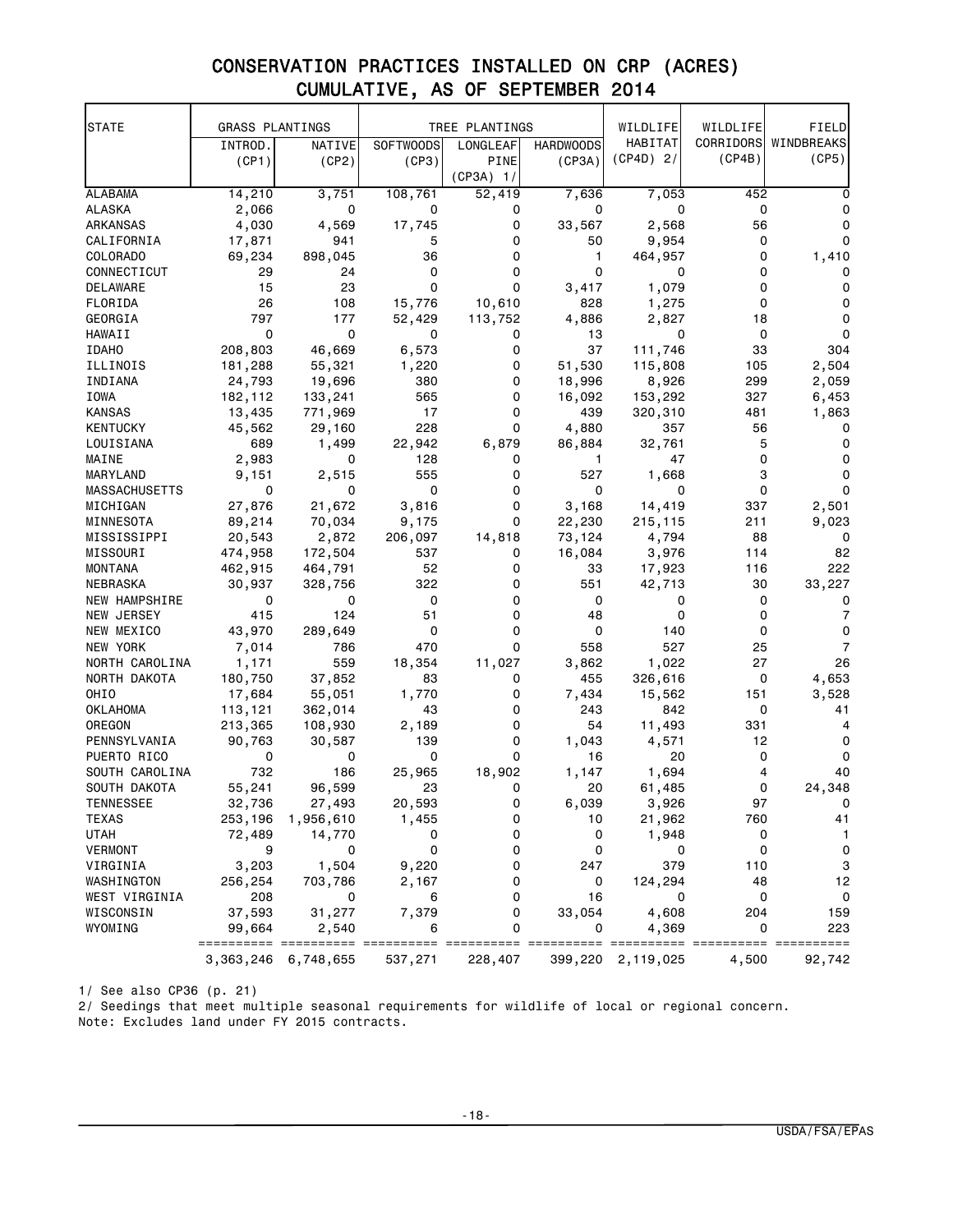# CONSERVATION PRACTICES INSTALLED ON CRP (ACRES)
## CUMULATIVE, AS OF SEPTEMBER 2014

| STATE | GRASS PLANTINGS | | TREE PLANTINGS | | | WILDLIFE HABITAT | WILDLIFE CORRIDORS | FIELD WINDBREAKS |
|---|---|---|---|---|---|---|---|---|
| | INTROD. (CP1) | NATIVE (CP2) | SOFTWOODS (CP3) | LONGLEAF PINE (CP3A) 1/ | HARDWOODS (CP3A) | (CP4D) 2/ | (CP4B) | (CP5) |
| ALABAMA | 14,210 | 3,751 | 108,761 | 52,419 | 7,636 | 7,053 | 452 | 0 |
| ALASKA | 2,066 | 0 | 0 | 0 | 0 | 0 | 0 | 0 |
| ARKANSAS | 4,030 | 4,569 | 17,745 | 0 | 33,567 | 2,568 | 56 | 0 |
| CALIFORNIA | 17,871 | 941 | 5 | 0 | 50 | 9,954 | 0 | 0 |
| COLORADO | 69,234 | 898,045 | 36 | 0 | 1 | 464,957 | 0 | 1,410 |
| CONNECTICUT | 29 | 24 | 0 | 0 | 0 | 0 | 0 | 0 |
| DELAWARE | 15 | 23 | 0 | 0 | 3,417 | 1,079 | 0 | 0 |
| FLORIDA | 26 | 108 | 15,776 | 10,610 | 828 | 1,275 | 0 | 0 |
| GEORGIA | 797 | 177 | 52,429 | 113,752 | 4,886 | 2,827 | 18 | 0 |
| HAWAII | 0 | 0 | 0 | 0 | 13 | 0 | 0 | 0 |
| IDAHO | 208,803 | 46,669 | 6,573 | 0 | 37 | 111,746 | 33 | 304 |
| ILLINOIS | 181,288 | 55,321 | 1,220 | 0 | 51,530 | 115,808 | 105 | 2,504 |
| INDIANA | 24,793 | 19,696 | 380 | 0 | 18,996 | 8,926 | 299 | 2,059 |
| IOWA | 182,112 | 133,241 | 565 | 0 | 16,092 | 153,292 | 327 | 6,453 |
| KANSAS | 13,435 | 771,969 | 17 | 0 | 439 | 320,310 | 481 | 1,863 |
| KENTUCKY | 45,562 | 29,160 | 228 | 0 | 4,880 | 357 | 56 | 0 |
| LOUISIANA | 689 | 1,499 | 22,942 | 6,879 | 86,884 | 32,761 | 5 | 0 |
| MAINE | 2,983 | 0 | 128 | 0 | 1 | 47 | 0 | 0 |
| MARYLAND | 9,151 | 2,515 | 555 | 0 | 527 | 1,668 | 3 | 0 |
| MASSACHUSETTS | 0 | 0 | 0 | 0 | 0 | 0 | 0 | 0 |
| MICHIGAN | 27,876 | 21,672 | 3,816 | 0 | 3,168 | 14,419 | 337 | 2,501 |
| MINNESOTA | 89,214 | 70,034 | 9,175 | 0 | 22,230 | 215,115 | 211 | 9,023 |
| MISSISSIPPI | 20,543 | 2,872 | 206,097 | 14,818 | 73,124 | 4,794 | 88 | 0 |
| MISSOURI | 474,958 | 172,504 | 537 | 0 | 16,084 | 3,976 | 114 | 82 |
| MONTANA | 462,915 | 464,791 | 52 | 0 | 33 | 17,923 | 116 | 222 |
| NEBRASKA | 30,937 | 328,756 | 322 | 0 | 551 | 42,713 | 30 | 33,227 |
| NEW HAMPSHIRE | 0 | 0 | 0 | 0 | 0 | 0 | 0 | 0 |
| NEW JERSEY | 415 | 124 | 51 | 0 | 48 | 0 | 0 | 7 |
| NEW MEXICO | 43,970 | 289,649 | 0 | 0 | 0 | 140 | 0 | 0 |
| NEW YORK | 7,014 | 786 | 470 | 0 | 558 | 527 | 25 | 7 |
| NORTH CAROLINA | 1,171 | 559 | 18,354 | 11,027 | 3,862 | 1,022 | 27 | 26 |
| NORTH DAKOTA | 180,750 | 37,852 | 83 | 0 | 455 | 326,616 | 0 | 4,653 |
| OHIO | 17,684 | 55,051 | 1,770 | 0 | 7,434 | 15,562 | 151 | 3,528 |
| OKLAHOMA | 113,121 | 362,014 | 43 | 0 | 243 | 842 | 0 | 41 |
| OREGON | 213,365 | 108,930 | 2,189 | 0 | 54 | 11,493 | 331 | 4 |
| PENNSYLVANIA | 90,763 | 30,587 | 139 | 0 | 1,043 | 4,571 | 12 | 0 |
| PUERTO RICO | 0 | 0 | 0 | 0 | 16 | 20 | 0 | 0 |
| SOUTH CAROLINA | 732 | 186 | 25,965 | 18,902 | 1,147 | 1,694 | 4 | 40 |
| SOUTH DAKOTA | 55,241 | 96,599 | 23 | 0 | 20 | 61,485 | 0 | 24,348 |
| TENNESSEE | 32,736 | 27,493 | 20,593 | 0 | 6,039 | 3,926 | 97 | 0 |
| TEXAS | 253,196 | 1,956,610 | 1,455 | 0 | 10 | 21,962 | 760 | 41 |
| UTAH | 72,489 | 14,770 | 0 | 0 | 0 | 1,948 | 0 | 1 |
| VERMONT | 9 | 0 | 0 | 0 | 0 | 0 | 0 | 0 |
| VIRGINIA | 3,203 | 1,504 | 9,220 | 0 | 247 | 379 | 110 | 3 |
| WASHINGTON | 256,254 | 703,786 | 2,167 | 0 | 0 | 124,294 | 48 | 12 |
| WEST VIRGINIA | 208 | 0 | 6 | 0 | 16 | 0 | 0 | 0 |
| WISCONSIN | 37,593 | 31,277 | 7,379 | 0 | 33,054 | 4,608 | 204 | 159 |
| WYOMING | 99,664 | 2,540 | 6 | 0 | 0 | 4,369 | 0 | 223 |
| | 3,363,246 | 6,748,655 | 537,271 | 228,407 | 399,220 | 2,119,025 | 4,500 | 92,742 |

1/ See also CP36 (p. 21)

2/ Seedings that meet multiple seasonal requirements for wildlife of local or regional concern.

Note: Excludes land under FY 2015 contracts.

USDA/FSA/EPAS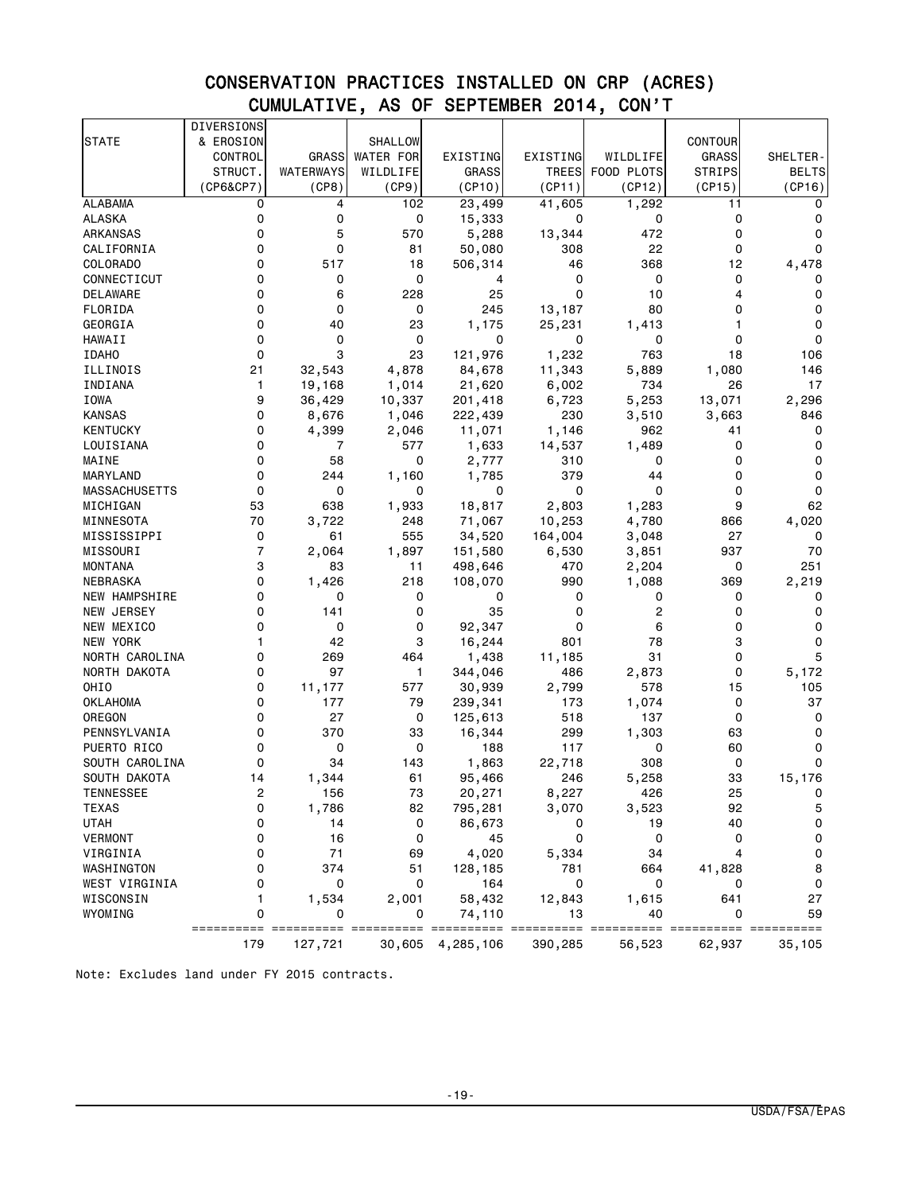## CONSERVATION PRACTICES INSTALLED ON CRP (ACRES)
## CUMULATIVE, AS OF SEPTEMBER 2014, CON'T

| STATE | DIVERSIONS & EROSION CONTROL STRUCT. (CP6&CP7) | GRASS WATERWAYS (CP8) | SHALLOW WATER FOR WILDLIFE (CP9) | EXISTING GRASS (CP10) | EXISTING TREES (CP11) | WILDLIFE FOOD PLOTS (CP12) | CONTOUR GRASS STRIPS (CP15) | SHELTER-BELTS (CP16) |
|---|---|---|---|---|---|---|---|---|
| ALABAMA | 0 | 4 | 102 | 23,499 | 41,605 | 1,292 | 11 | 0 |
| ALASKA | 0 | 0 | 0 | 15,333 | 0 | 0 | 0 | 0 |
| ARKANSAS | 0 | 5 | 570 | 5,288 | 13,344 | 472 | 0 | 0 |
| CALIFORNIA | 0 | 0 | 81 | 50,080 | 308 | 22 | 0 | 0 |
| COLORADO | 0 | 517 | 18 | 506,314 | 46 | 368 | 12 | 4,478 |
| CONNECTICUT | 0 | 0 | 0 | 4 | 0 | 0 | 0 | 0 |
| DELAWARE | 0 | 6 | 228 | 25 | 0 | 10 | 4 | 0 |
| FLORIDA | 0 | 0 | 0 | 245 | 13,187 | 80 | 0 | 0 |
| GEORGIA | 0 | 40 | 23 | 1,175 | 25,231 | 1,413 | 1 | 0 |
| HAWAII | 0 | 0 | 0 | 0 | 0 | 0 | 0 | 0 |
| IDAHO | 0 | 3 | 23 | 121,976 | 1,232 | 763 | 18 | 106 |
| ILLINOIS | 21 | 32,543 | 4,878 | 84,678 | 11,343 | 5,889 | 1,080 | 146 |
| INDIANA | 1 | 19,168 | 1,014 | 21,620 | 6,002 | 734 | 26 | 17 |
| IOWA | 9 | 36,429 | 10,337 | 201,418 | 6,723 | 5,253 | 13,071 | 2,296 |
| KANSAS | 0 | 8,676 | 1,046 | 222,439 | 230 | 3,510 | 3,663 | 846 |
| KENTUCKY | 0 | 4,399 | 2,046 | 11,071 | 1,146 | 962 | 41 | 0 |
| LOUISIANA | 0 | 7 | 577 | 1,633 | 14,537 | 1,489 | 0 | 0 |
| MAINE | 0 | 58 | 0 | 2,777 | 310 | 0 | 0 | 0 |
| MARYLAND | 0 | 244 | 1,160 | 1,785 | 379 | 44 | 0 | 0 |
| MASSACHUSETTS | 0 | 0 | 0 | 0 | 0 | 0 | 0 | 0 |
| MICHIGAN | 53 | 638 | 1,933 | 18,817 | 2,803 | 1,283 | 9 | 62 |
| MINNESOTA | 70 | 3,722 | 248 | 71,067 | 10,253 | 4,780 | 866 | 4,020 |
| MISSISSIPPI | 0 | 61 | 555 | 34,520 | 164,004 | 3,048 | 27 | 0 |
| MISSOURI | 7 | 2,064 | 1,897 | 151,580 | 6,530 | 3,851 | 937 | 70 |
| MONTANA | 3 | 83 | 11 | 498,646 | 470 | 2,204 | 0 | 251 |
| NEBRASKA | 0 | 1,426 | 218 | 108,070 | 990 | 1,088 | 369 | 2,219 |
| NEW HAMPSHIRE | 0 | 0 | 0 | 0 | 0 | 0 | 0 | 0 |
| NEW JERSEY | 0 | 141 | 0 | 35 | 0 | 2 | 0 | 0 |
| NEW MEXICO | 0 | 0 | 0 | 92,347 | 0 | 6 | 0 | 0 |
| NEW YORK | 1 | 42 | 3 | 16,244 | 801 | 78 | 3 | 0 |
| NORTH CAROLINA | 0 | 269 | 464 | 1,438 | 11,185 | 31 | 0 | 5 |
| NORTH DAKOTA | 0 | 97 | 1 | 344,046 | 486 | 2,873 | 0 | 5,172 |
| OHIO | 0 | 11,177 | 577 | 30,939 | 2,799 | 578 | 15 | 105 |
| OKLAHOMA | 0 | 177 | 79 | 239,341 | 173 | 1,074 | 0 | 37 |
| OREGON | 0 | 27 | 0 | 125,613 | 518 | 137 | 0 | 0 |
| PENNSYLVANIA | 0 | 370 | 33 | 16,344 | 299 | 1,303 | 63 | 0 |
| PUERTO RICO | 0 | 0 | 0 | 188 | 117 | 0 | 60 | 0 |
| SOUTH CAROLINA | 0 | 34 | 143 | 1,863 | 22,718 | 308 | 0 | 0 |
| SOUTH DAKOTA | 14 | 1,344 | 61 | 95,466 | 246 | 5,258 | 33 | 15,176 |
| TENNESSEE | 2 | 156 | 73 | 20,271 | 8,227 | 426 | 25 | 0 |
| TEXAS | 0 | 1,786 | 82 | 795,281 | 3,070 | 3,523 | 92 | 5 |
| UTAH | 0 | 14 | 0 | 86,673 | 0 | 19 | 40 | 0 |
| VERMONT | 0 | 16 | 0 | 45 | 0 | 0 | 0 | 0 |
| VIRGINIA | 0 | 71 | 69 | 4,020 | 5,334 | 34 | 4 | 0 |
| WASHINGTON | 0 | 374 | 51 | 128,185 | 781 | 664 | 41,828 | 8 |
| WEST VIRGINIA | 0 | 0 | 0 | 164 | 0 | 0 | 0 | 0 |
| WISCONSIN | 1 | 1,534 | 2,001 | 58,432 | 12,843 | 1,615 | 641 | 27 |
| WYOMING | 0 | 0 | 0 | 74,110 | 13 | 40 | 0 | 59 |
| | 179 | 127,721 | 30,605 | 4,285,106 | 390,285 | 56,523 | 62,937 | 35,105 |

Note: Excludes land under FY 2015 contracts.

USDA/FSA/EPAS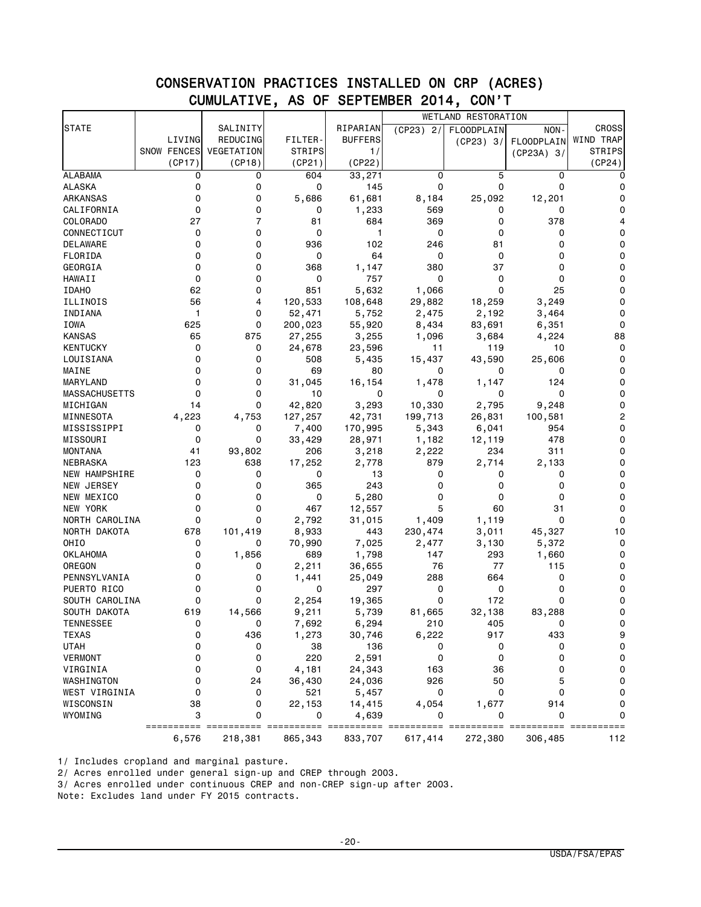# CONSERVATION PRACTICES INSTALLED ON CRP (ACRES)
## CUMULATIVE, AS OF SEPTEMBER 2014, CON'T

| STATE | LIVING SNOW FENCES (CP17) | SALINITY REDUCING VEGETATION (CP18) | FILTER-STRIPS (CP21) | RIPARIAN BUFFERS 1/ (CP22) | WETLAND RESTORATION | | | CROSS WIND TRAP STRIPS (CP24) |
|---|---|---|---|---|---|---|---|---|
| | | | | | (CP23) 2/ | FLOODPLAIN (CP23) 3/ | NON-FLOODPLAIN (CP23A) 3/ | |
| ALABAMA | 0 | 0 | 604 | 33,271 | 0 | 5 | 0 | 0 |
| ALASKA | 0 | 0 | 0 | 145 | 0 | 0 | 0 | 0 |
| ARKANSAS | 0 | 0 | 5,686 | 61,681 | 8,184 | 25,092 | 12,201 | 0 |
| CALIFORNIA | 0 | 0 | 0 | 1,233 | 569 | 0 | 0 | 0 |
| COLORADO | 27 | 7 | 81 | 684 | 369 | 0 | 378 | 4 |
| CONNECTICUT | 0 | 0 | 0 | 1 | 0 | 0 | 0 | 0 |
| DELAWARE | 0 | 0 | 936 | 102 | 246 | 81 | 0 | 0 |
| FLORIDA | 0 | 0 | 0 | 64 | 0 | 0 | 0 | 0 |
| GEORGIA | 0 | 0 | 368 | 1,147 | 380 | 37 | 0 | 0 |
| HAWAII | 0 | 0 | 0 | 757 | 0 | 0 | 0 | 0 |
| IDAHO | 62 | 0 | 851 | 5,632 | 1,066 | 0 | 25 | 0 |
| ILLINOIS | 56 | 4 | 120,533 | 108,648 | 29,882 | 18,259 | 3,249 | 0 |
| INDIANA | 1 | 0 | 52,471 | 5,752 | 2,475 | 2,192 | 3,464 | 0 |
| IOWA | 625 | 0 | 200,023 | 55,920 | 8,434 | 83,691 | 6,351 | 0 |
| KANSAS | 65 | 875 | 27,255 | 3,255 | 1,096 | 3,684 | 4,224 | 88 |
| KENTUCKY | 0 | 0 | 24,678 | 23,596 | 11 | 119 | 10 | 0 |
| LOUISIANA | 0 | 0 | 508 | 5,435 | 15,437 | 43,590 | 25,606 | 0 |
| MAINE | 0 | 0 | 69 | 80 | 0 | 0 | 0 | 0 |
| MARYLAND | 0 | 0 | 31,045 | 16,154 | 1,478 | 1,147 | 124 | 0 |
| MASSACHUSETTS | 0 | 0 | 10 | 0 | 0 | 0 | 0 | 0 |
| MICHIGAN | 14 | 0 | 42,820 | 3,293 | 10,330 | 2,795 | 9,248 | 0 |
| MINNESOTA | 4,223 | 4,753 | 127,257 | 42,731 | 199,713 | 26,831 | 100,581 | 2 |
| MISSISSIPPI | 0 | 0 | 7,400 | 170,995 | 5,343 | 6,041 | 954 | 0 |
| MISSOURI | 0 | 0 | 33,429 | 28,971 | 1,182 | 12,119 | 478 | 0 |
| MONTANA | 41 | 93,802 | 206 | 3,218 | 2,222 | 234 | 311 | 0 |
| NEBRASKA | 123 | 638 | 17,252 | 2,778 | 879 | 2,714 | 2,133 | 0 |
| NEW HAMPSHIRE | 0 | 0 | 0 | 13 | 0 | 0 | 0 | 0 |
| NEW JERSEY | 0 | 0 | 365 | 243 | 0 | 0 | 0 | 0 |
| NEW MEXICO | 0 | 0 | 0 | 5,280 | 0 | 0 | 0 | 0 |
| NEW YORK | 0 | 0 | 467 | 12,557 | 5 | 60 | 31 | 0 |
| NORTH CAROLINA | 0 | 0 | 2,792 | 31,015 | 1,409 | 1,119 | 0 | 0 |
| NORTH DAKOTA | 678 | 101,419 | 8,933 | 443 | 230,474 | 3,011 | 45,327 | 10 |
| OHIO | 0 | 0 | 70,990 | 7,025 | 2,477 | 3,130 | 5,372 | 0 |
| OKLAHOMA | 0 | 1,856 | 689 | 1,798 | 147 | 293 | 1,660 | 0 |
| OREGON | 0 | 0 | 2,211 | 36,655 | 76 | 77 | 115 | 0 |
| PENNSYLVANIA | 0 | 0 | 1,441 | 25,049 | 288 | 664 | 0 | 0 |
| PUERTO RICO | 0 | 0 | 0 | 297 | 0 | 0 | 0 | 0 |
| SOUTH CAROLINA | 0 | 0 | 2,254 | 19,365 | 0 | 172 | 0 | 0 |
| SOUTH DAKOTA | 619 | 14,566 | 9,211 | 5,739 | 81,665 | 32,138 | 83,288 | 0 |
| TENNESSEE | 0 | 0 | 7,692 | 6,294 | 210 | 405 | 0 | 0 |
| TEXAS | 0 | 436 | 1,273 | 30,746 | 6,222 | 917 | 433 | 9 |
| UTAH | 0 | 0 | 38 | 136 | 0 | 0 | 0 | 0 |
| VERMONT | 0 | 0 | 220 | 2,591 | 0 | 0 | 0 | 0 |
| VIRGINIA | 0 | 0 | 4,181 | 24,343 | 163 | 36 | 0 | 0 |
| WASHINGTON | 0 | 24 | 36,430 | 24,036 | 926 | 50 | 5 | 0 |
| WEST VIRGINIA | 0 | 0 | 521 | 5,457 | 0 | 0 | 0 | 0 |
| WISCONSIN | 38 | 0 | 22,153 | 14,415 | 4,054 | 1,677 | 914 | 0 |
| WYOMING | 3 | 0 | 0 | 4,639 | 0 | 0 | 0 | 0 |
| | 6,576 | 218,381 | 865,343 | 833,707 | 617,414 | 272,380 | 306,485 | 112 |

1/ Includes cropland and marginal pasture.
2/ Acres enrolled under general sign-up and CREP through 2003.
3/ Acres enrolled under continuous CREP and non-CREP sign-up after 2003.
Note: Excludes land under FY 2015 contracts.

USDA/FSA/EPAS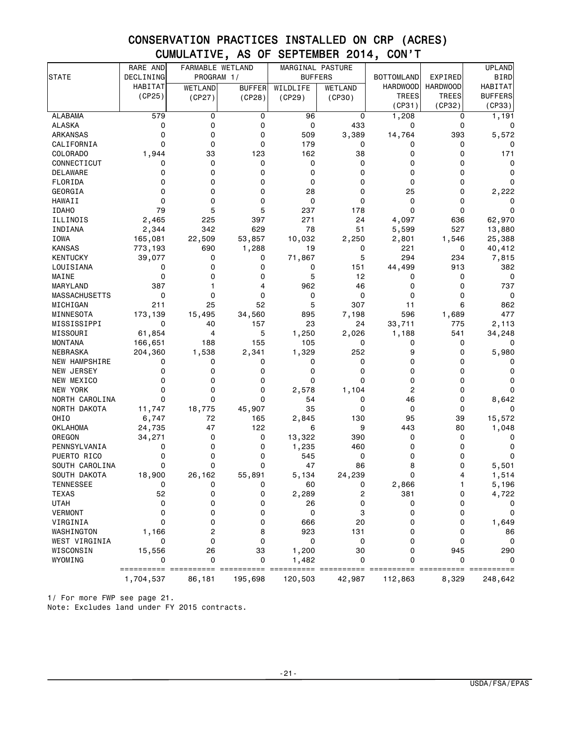## CONSERVATION PRACTICES INSTALLED ON CRP (ACRES)
## CUMULATIVE, AS OF SEPTEMBER 2014, CON'T

| STATE | RARE AND DECLINING HABITAT (CP25) | FARMABLE WETLAND PROGRAM 1/ | | MARGINAL PASTURE BUFFERS | | BOTTOMLAND HARDWOOD TREES (CP31) | EXPIRED HARDWOOD TREES (CP32) | UPLAND BIRD HABITAT BUFFERS (CP33) |
|---|---|---|---|---|---|---|---|---|
| | | WETLAND (CP27) | BUFFER (CP28) | WILDLIFE (CP29) | WETLAND (CP30) | | | |
| ALABAMA | 579 | 0 | 0 | 96 | 0 | 1,208 | 0 | 1,191 |
| ALASKA | 0 | 0 | 0 | 0 | 433 | 0 | 0 | 0 |
| ARKANSAS | 0 | 0 | 0 | 509 | 3,389 | 14,764 | 393 | 5,572 |
| CALIFORNIA | 0 | 0 | 0 | 179 | 0 | 0 | 0 | 0 |
| COLORADO | 1,944 | 33 | 123 | 162 | 38 | 0 | 0 | 171 |
| CONNECTICUT | 0 | 0 | 0 | 0 | 0 | 0 | 0 | 0 |
| DELAWARE | 0 | 0 | 0 | 0 | 0 | 0 | 0 | 0 |
| FLORIDA | 0 | 0 | 0 | 0 | 0 | 0 | 0 | 0 |
| GEORGIA | 0 | 0 | 0 | 28 | 0 | 25 | 0 | 2,222 |
| HAWAII | 0 | 0 | 0 | 0 | 0 | 0 | 0 | 0 |
| IDAHO | 79 | 5 | 5 | 237 | 178 | 0 | 0 | 0 |
| ILLINOIS | 2,465 | 225 | 397 | 271 | 24 | 4,097 | 636 | 62,970 |
| INDIANA | 2,344 | 342 | 629 | 78 | 51 | 5,599 | 527 | 13,880 |
| IOWA | 165,081 | 22,509 | 53,857 | 10,032 | 2,250 | 2,801 | 1,546 | 25,388 |
| KANSAS | 773,193 | 690 | 1,288 | 19 | 0 | 221 | 0 | 40,412 |
| KENTUCKY | 39,077 | 0 | 0 | 71,867 | 5 | 294 | 234 | 7,815 |
| LOUISIANA | 0 | 0 | 0 | 0 | 151 | 44,499 | 913 | 382 |
| MAINE | 0 | 0 | 0 | 5 | 12 | 0 | 0 | 0 |
| MARYLAND | 387 | 1 | 4 | 962 | 46 | 0 | 0 | 737 |
| MASSACHUSETTS | 0 | 0 | 0 | 0 | 0 | 0 | 0 | 0 |
| MICHIGAN | 211 | 25 | 52 | 5 | 307 | 11 | 6 | 862 |
| MINNESOTA | 173,139 | 15,495 | 34,560 | 895 | 7,198 | 596 | 1,689 | 477 |
| MISSISSIPPI | 0 | 40 | 157 | 23 | 24 | 33,711 | 775 | 2,113 |
| MISSOURI | 61,854 | 4 | 5 | 1,250 | 2,026 | 1,188 | 541 | 34,248 |
| MONTANA | 166,651 | 188 | 155 | 105 | 0 | 0 | 0 | 0 |
| NEBRASKA | 204,360 | 1,538 | 2,341 | 1,329 | 252 | 9 | 0 | 5,980 |
| NEW HAMPSHIRE | 0 | 0 | 0 | 0 | 0 | 0 | 0 | 0 |
| NEW JERSEY | 0 | 0 | 0 | 0 | 0 | 0 | 0 | 0 |
| NEW MEXICO | 0 | 0 | 0 | 0 | 0 | 0 | 0 | 0 |
| NEW YORK | 0 | 0 | 0 | 2,578 | 1,104 | 2 | 0 | 0 |
| NORTH CAROLINA | 0 | 0 | 0 | 54 | 0 | 46 | 0 | 8,642 |
| NORTH DAKOTA | 11,747 | 18,775 | 45,907 | 35 | 0 | 0 | 0 | 0 |
| OHIO | 6,747 | 72 | 165 | 2,845 | 130 | 95 | 39 | 15,572 |
| OKLAHOMA | 24,735 | 47 | 122 | 6 | 9 | 443 | 80 | 1,048 |
| OREGON | 34,271 | 0 | 0 | 13,322 | 390 | 0 | 0 | 0 |
| PENNSYLVANIA | 0 | 0 | 0 | 1,235 | 460 | 0 | 0 | 0 |
| PUERTO RICO | 0 | 0 | 0 | 545 | 0 | 0 | 0 | 0 |
| SOUTH CAROLINA | 0 | 0 | 0 | 47 | 86 | 8 | 0 | 5,501 |
| SOUTH DAKOTA | 18,900 | 26,162 | 55,891 | 5,134 | 24,239 | 0 | 4 | 1,514 |
| TENNESSEE | 0 | 0 | 0 | 60 | 0 | 2,866 | 1 | 5,196 |
| TEXAS | 52 | 0 | 0 | 2,289 | 2 | 381 | 0 | 4,722 |
| UTAH | 0 | 0 | 0 | 26 | 0 | 0 | 0 | 0 |
| VERMONT | 0 | 0 | 0 | 0 | 3 | 0 | 0 | 0 |
| VIRGINIA | 0 | 0 | 0 | 666 | 20 | 0 | 0 | 1,649 |
| WASHINGTON | 1,166 | 2 | 8 | 923 | 131 | 0 | 0 | 86 |
| WEST VIRGINIA | 0 | 0 | 0 | 0 | 0 | 0 | 0 | 0 |
| WISCONSIN | 15,556 | 26 | 33 | 1,200 | 30 | 0 | 945 | 290 |
| WYOMING | 0 | 0 | 0 | 1,482 | 0 | 0 | 0 | 0 |
| | 1,704,537 | 86,181 | 195,698 | 120,503 | 42,987 | 112,863 | 8,329 | 248,642 |

1/ For more FWP see page 21.
Note: Excludes land under FY 2015 contracts.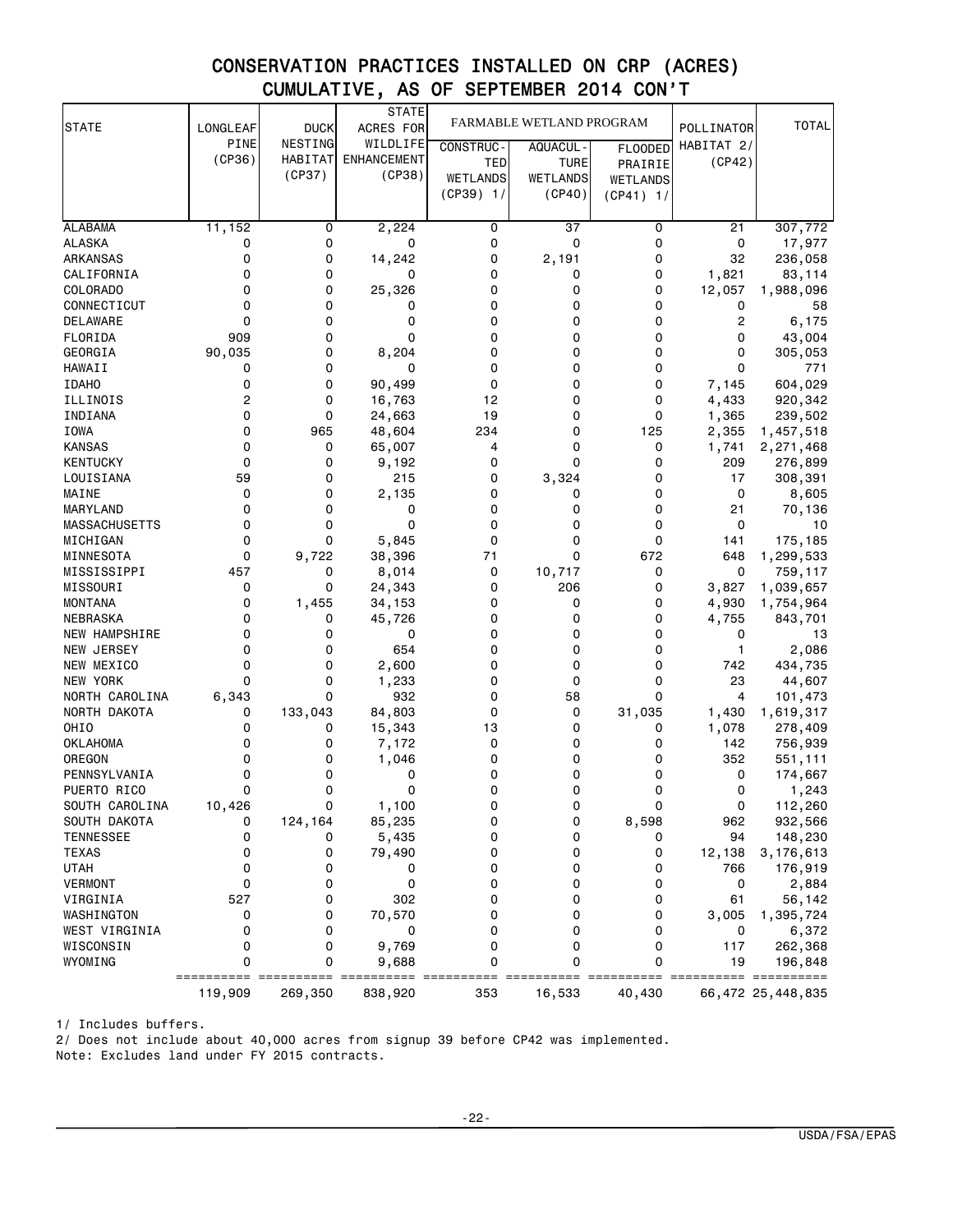# CONSERVATION PRACTICES INSTALLED ON CRP (ACRES)
## CUMULATIVE, AS OF SEPTEMBER 2014 CON'T

| STATE | LONGLEAF PINE (CP36) | DUCK NESTING HABITAT (CP37) | STATE ACRES FOR WILDLIFE ENHANCEMENT (CP38) | FARMABLE WETLAND PROGRAM | | | POLLINATOR HABITAT 2/ (CP42) | TOTAL |
|---|---|---|---|---|---|---|---|---|
| | | | | CONSTRUCTED WETLANDS (CP39) 1/ | AQUACULTURE WETLANDS (CP40) | FLOODED PRAIRIE WETLANDS (CP41) 1/ | | |
| ALABAMA | 11,152 | 0 | 2,224 | 0 | 37 | 0 | 21 | 307,772 |
| ALASKA | 0 | 0 | 0 | 0 | 0 | 0 | 0 | 17,977 |
| ARKANSAS | 0 | 0 | 14,242 | 0 | 2,191 | 0 | 32 | 236,058 |
| CALIFORNIA | 0 | 0 | 0 | 0 | 0 | 0 | 1,821 | 83,114 |
| COLORADO | 0 | 0 | 25,326 | 0 | 0 | 0 | 12,057 | 1,988,096 |
| CONNECTICUT | 0 | 0 | 0 | 0 | 0 | 0 | 0 | 58 |
| DELAWARE | 0 | 0 | 0 | 0 | 0 | 0 | 2 | 6,175 |
| FLORIDA | 909 | 0 | 0 | 0 | 0 | 0 | 0 | 43,004 |
| GEORGIA | 90,035 | 0 | 8,204 | 0 | 0 | 0 | 0 | 305,053 |
| HAWAII | 0 | 0 | 0 | 0 | 0 | 0 | 0 | 771 |
| IDAHO | 0 | 0 | 90,499 | 0 | 0 | 0 | 7,145 | 604,029 |
| ILLINOIS | 2 | 0 | 16,763 | 12 | 0 | 0 | 4,433 | 920,342 |
| INDIANA | 0 | 0 | 24,663 | 19 | 0 | 0 | 1,365 | 239,502 |
| IOWA | 0 | 965 | 48,604 | 234 | 0 | 125 | 2,355 | 1,457,518 |
| KANSAS | 0 | 0 | 65,007 | 4 | 0 | 0 | 1,741 | 2,271,468 |
| KENTUCKY | 0 | 0 | 9,192 | 0 | 0 | 0 | 209 | 276,899 |
| LOUISIANA | 59 | 0 | 215 | 0 | 3,324 | 0 | 17 | 308,391 |
| MAINE | 0 | 0 | 2,135 | 0 | 0 | 0 | 0 | 8,605 |
| MARYLAND | 0 | 0 | 0 | 0 | 0 | 0 | 21 | 70,136 |
| MASSACHUSETTS | 0 | 0 | 0 | 0 | 0 | 0 | 0 | 10 |
| MICHIGAN | 0 | 0 | 5,845 | 0 | 0 | 0 | 141 | 175,185 |
| MINNESOTA | 0 | 9,722 | 38,396 | 71 | 0 | 672 | 648 | 1,299,533 |
| MISSISSIPPI | 457 | 0 | 8,014 | 0 | 10,717 | 0 | 0 | 759,117 |
| MISSOURI | 0 | 0 | 24,343 | 0 | 206 | 0 | 3,827 | 1,039,657 |
| MONTANA | 0 | 1,455 | 34,153 | 0 | 0 | 0 | 4,930 | 1,754,964 |
| NEBRASKA | 0 | 0 | 45,726 | 0 | 0 | 0 | 4,755 | 843,701 |
| NEW HAMPSHIRE | 0 | 0 | 0 | 0 | 0 | 0 | 0 | 13 |
| NEW JERSEY | 0 | 0 | 654 | 0 | 0 | 0 | 1 | 2,086 |
| NEW MEXICO | 0 | 0 | 2,600 | 0 | 0 | 0 | 742 | 434,735 |
| NEW YORK | 0 | 0 | 1,233 | 0 | 0 | 0 | 23 | 44,607 |
| NORTH CAROLINA | 6,343 | 0 | 932 | 0 | 58 | 0 | 4 | 101,473 |
| NORTH DAKOTA | 0 | 133,043 | 84,803 | 0 | 0 | 31,035 | 1,430 | 1,619,317 |
| OHIO | 0 | 0 | 15,343 | 13 | 0 | 0 | 1,078 | 278,409 |
| OKLAHOMA | 0 | 0 | 7,172 | 0 | 0 | 0 | 142 | 756,939 |
| OREGON | 0 | 0 | 1,046 | 0 | 0 | 0 | 352 | 551,111 |
| PENNSYLVANIA | 0 | 0 | 0 | 0 | 0 | 0 | 0 | 174,667 |
| PUERTO RICO | 0 | 0 | 0 | 0 | 0 | 0 | 0 | 1,243 |
| SOUTH CAROLINA | 10,426 | 0 | 1,100 | 0 | 0 | 0 | 0 | 112,260 |
| SOUTH DAKOTA | 0 | 124,164 | 85,235 | 0 | 0 | 8,598 | 962 | 932,566 |
| TENNESSEE | 0 | 0 | 5,435 | 0 | 0 | 0 | 94 | 148,230 |
| TEXAS | 0 | 0 | 79,490 | 0 | 0 | 0 | 12,138 | 3,176,613 |
| UTAH | 0 | 0 | 0 | 0 | 0 | 0 | 766 | 176,919 |
| VERMONT | 0 | 0 | 0 | 0 | 0 | 0 | 0 | 2,884 |
| VIRGINIA | 527 | 0 | 302 | 0 | 0 | 0 | 61 | 56,142 |
| WASHINGTON | 0 | 0 | 70,570 | 0 | 0 | 0 | 3,005 | 1,395,724 |
| WEST VIRGINIA | 0 | 0 | 0 | 0 | 0 | 0 | 0 | 6,372 |
| WISCONSIN | 0 | 0 | 9,769 | 0 | 0 | 0 | 117 | 262,368 |
| WYOMING | 0 | 0 | 9,688 | 0 | 0 | 0 | 19 | 196,848 |
| | 119,909 | 269,350 | 838,920 | 353 | 16,533 | 40,430 | 66,472 | 25,448,835 |

1/ Includes buffers.
2/ Does not include about 40,000 acres from signup 39 before CP42 was implemented.
Note: Excludes land under FY 2015 contracts.

USDA/FSA/EPAS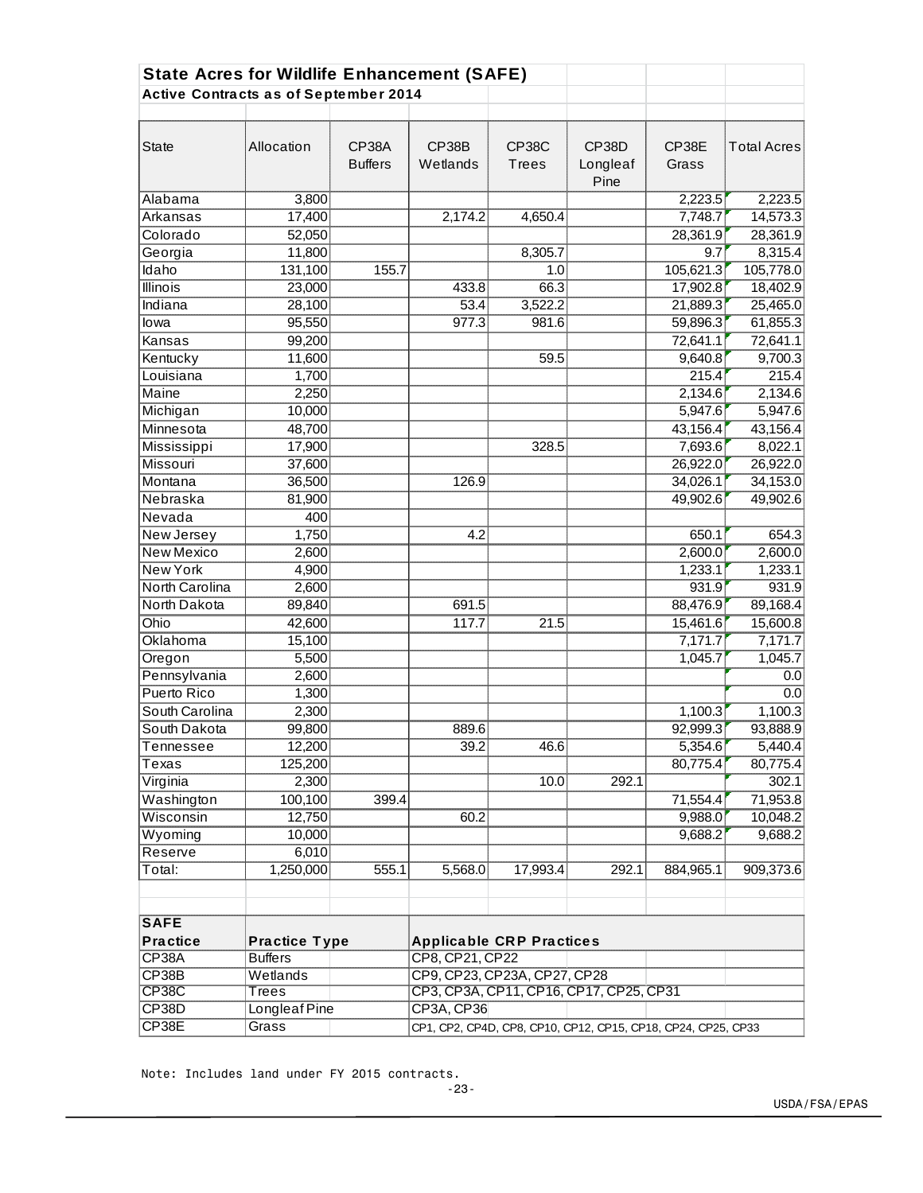## State Acres for Wildlife Enhancement (SAFE)

**Active Contracts as of September 2014**

| State | Allocation | CP38A Buffers | CP38B Wetlands | CP38C Trees | CP38D Longleaf Pine | CP38E Grass | Total Acres |
|---|---|---|---|---|---|---|---|
| Alabama | 3,800 | | | | | 2,223.5 | 2,223.5 |
| Arkansas | 17,400 | | 2,174.2 | 4,650.4 | | 7,748.7 | 14,573.3 |
| Colorado | 52,050 | | | | | 28,361.9 | 28,361.9 |
| Georgia | 11,800 | | | 8,305.7 | | 9.7 | 8,315.4 |
| Idaho | 131,100 | 155.7 | | 1.0 | | 105,621.3 | 105,778.0 |
| Illinois | 23,000 | | 433.8 | 66.3 | | 17,902.8 | 18,402.9 |
| Indiana | 28,100 | | 53.4 | 3,522.2 | | 21,889.3 | 25,465.0 |
| Iowa | 95,550 | | 977.3 | 981.6 | | 59,896.3 | 61,855.3 |
| Kansas | 99,200 | | | | | 72,641.1 | 72,641.1 |
| Kentucky | 11,600 | | | 59.5 | | 9,640.8 | 9,700.3 |
| Louisiana | 1,700 | | | | | 215.4 | 215.4 |
| Maine | 2,250 | | | | | 2,134.6 | 2,134.6 |
| Michigan | 10,000 | | | | | 5,947.6 | 5,947.6 |
| Minnesota | 48,700 | | | | | 43,156.4 | 43,156.4 |
| Mississippi | 17,900 | | | 328.5 | | 7,693.6 | 8,022.1 |
| Missouri | 37,600 | | | | | 26,922.0 | 26,922.0 |
| Montana | 36,500 | | 126.9 | | | 34,026.1 | 34,153.0 |
| Nebraska | 81,900 | | | | | 49,902.6 | 49,902.6 |
| Nevada | 400 | | | | | | |
| New Jersey | 1,750 | | 4.2 | | | 650.1 | 654.3 |
| New Mexico | 2,600 | | | | | 2,600.0 | 2,600.0 |
| New York | 4,900 | | | | | 1,233.1 | 1,233.1 |
| North Carolina | 2,600 | | | | | 931.9 | 931.9 |
| North Dakota | 89,840 | | 691.5 | | | 88,476.9 | 89,168.4 |
| Ohio | 42,600 | | 117.7 | 21.5 | | 15,461.6 | 15,600.8 |
| Oklahoma | 15,100 | | | | | 7,171.7 | 7,171.7 |
| Oregon | 5,500 | | | | | 1,045.7 | 1,045.7 |
| Pennsylvania | 2,600 | | | | | | 0.0 |
| Puerto Rico | 1,300 | | | | | | 0.0 |
| South Carolina | 2,300 | | | | | 1,100.3 | 1,100.3 |
| South Dakota | 99,800 | | 889.6 | | | 92,999.3 | 93,888.9 |
| Tennessee | 12,200 | | 39.2 | 46.6 | | 5,354.6 | 5,440.4 |
| Texas | 125,200 | | | | | 80,775.4 | 80,775.4 |
| Virginia | 2,300 | | | 10.0 | 292.1 | | 302.1 |
| Washington | 100,100 | 399.4 | | | | 71,554.4 | 71,953.8 |
| Wisconsin | 12,750 | | 60.2 | | | 9,988.0 | 10,048.2 |
| Wyoming | 10,000 | | | | | 9,688.2 | 9,688.2 |
| Reserve | 6,010 | | | | | | |
| Total: | 1,250,000 | 555.1 | 5,568.0 | 17,993.4 | 292.1 | 884,965.1 | 909,373.6 |

| SAFE Practice | Practice Type | Applicable CRP Practices |
|---|---|---|
| CP38A | Buffers | CP8, CP21, CP22 |
| CP38B | Wetlands | CP9, CP23, CP23A, CP27, CP28 |
| CP38C | Trees | CP3, CP3A, CP11, CP16, CP17, CP25, CP31 |
| CP38D | Longleaf Pine | CP3A, CP36 |
| CP38E | Grass | CP1, CP2, CP4D, CP8, CP10, CP12, CP15, CP18, CP24, CP25, CP33 |

Note: Includes land under FY 2015 contracts.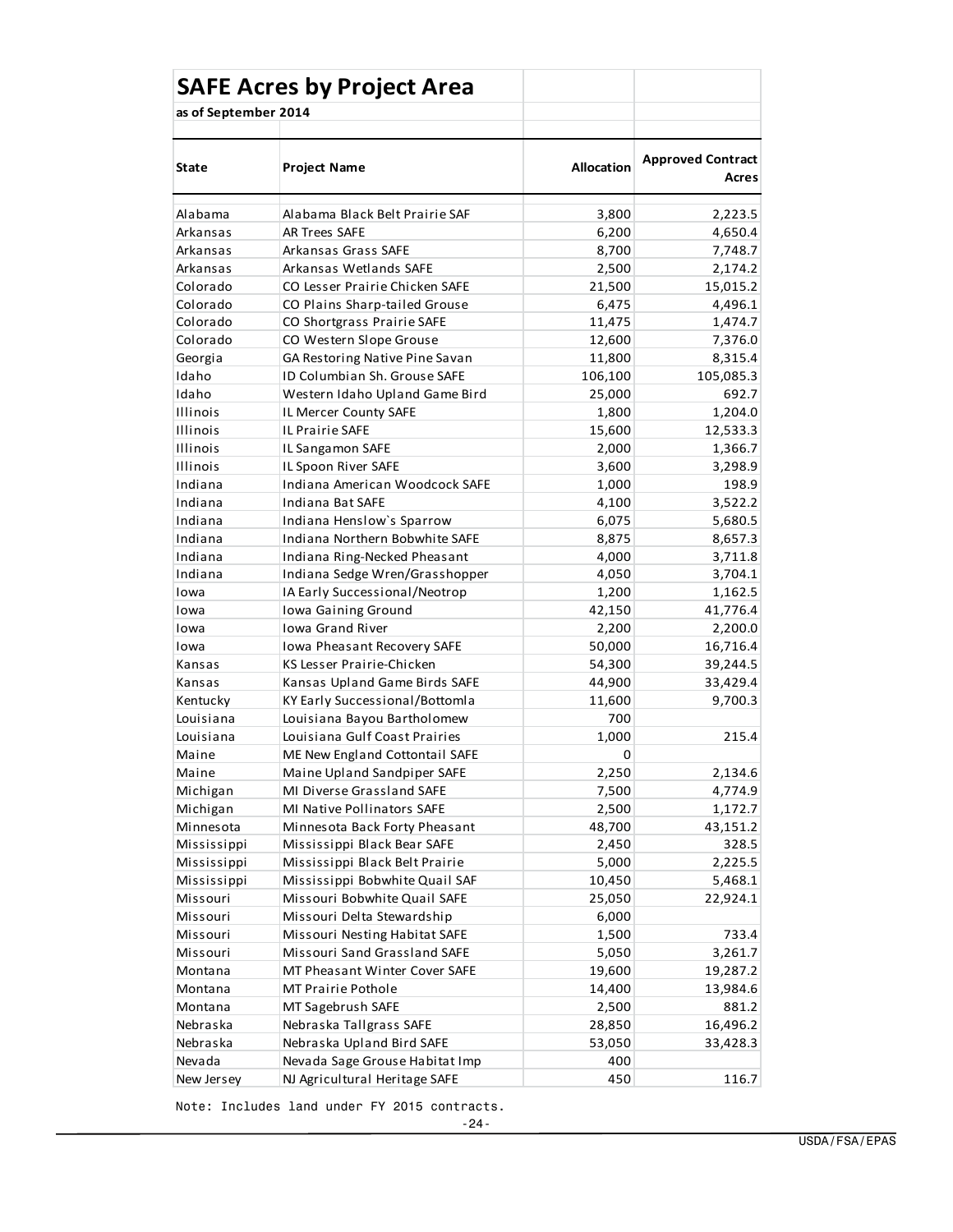## SAFE Acres by Project Area

**as of September 2014**

| State | Project Name | Allocation | Approved Contract Acres |
|---|---|---|---|
| Alabama | Alabama Black Belt Prairie SAF | 3,800 | 2,223.5 |
| Arkansas | AR Trees SAFE | 6,200 | 4,650.4 |
| Arkansas | Arkansas Grass SAFE | 8,700 | 7,748.7 |
| Arkansas | Arkansas Wetlands SAFE | 2,500 | 2,174.2 |
| Colorado | CO Lesser Prairie Chicken SAFE | 21,500 | 15,015.2 |
| Colorado | CO Plains Sharp-tailed Grouse | 6,475 | 4,496.1 |
| Colorado | CO Shortgrass Prairie SAFE | 11,475 | 1,474.7 |
| Colorado | CO Western Slope Grouse | 12,600 | 7,376.0 |
| Georgia | GA Restoring Native Pine Savan | 11,800 | 8,315.4 |
| Idaho | ID Columbian Sh. Grouse SAFE | 106,100 | 105,085.3 |
| Idaho | Western Idaho Upland Game Bird | 25,000 | 692.7 |
| Illinois | IL Mercer County SAFE | 1,800 | 1,204.0 |
| Illinois | IL Prairie SAFE | 15,600 | 12,533.3 |
| Illinois | IL Sangamon SAFE | 2,000 | 1,366.7 |
| Illinois | IL Spoon River SAFE | 3,600 | 3,298.9 |
| Indiana | Indiana American Woodcock SAFE | 1,000 | 198.9 |
| Indiana | Indiana Bat SAFE | 4,100 | 3,522.2 |
| Indiana | Indiana Henslow`s Sparrow | 6,075 | 5,680.5 |
| Indiana | Indiana Northern Bobwhite SAFE | 8,875 | 8,657.3 |
| Indiana | Indiana Ring-Necked Pheasant | 4,000 | 3,711.8 |
| Indiana | Indiana Sedge Wren/Grasshopper | 4,050 | 3,704.1 |
| Iowa | IA Early Successional/Neotrop | 1,200 | 1,162.5 |
| Iowa | Iowa Gaining Ground | 42,150 | 41,776.4 |
| Iowa | Iowa Grand River | 2,200 | 2,200.0 |
| Iowa | Iowa Pheasant Recovery SAFE | 50,000 | 16,716.4 |
| Kansas | KS Lesser Prairie-Chicken | 54,300 | 39,244.5 |
| Kansas | Kansas Upland Game Birds SAFE | 44,900 | 33,429.4 |
| Kentucky | KY Early Successional/Bottomla | 11,600 | 9,700.3 |
| Louisiana | Louisiana Bayou Bartholomew | 700 | |
| Louisiana | Louisiana Gulf Coast Prairies | 1,000 | 215.4 |
| Maine | ME New England Cottontail SAFE | 0 | |
| Maine | Maine Upland Sandpiper SAFE | 2,250 | 2,134.6 |
| Michigan | MI Diverse Grassland SAFE | 7,500 | 4,774.9 |
| Michigan | MI Native Pollinators SAFE | 2,500 | 1,172.7 |
| Minnesota | Minnesota Back Forty Pheasant | 48,700 | 43,151.2 |
| Mississippi | Mississippi Black Bear SAFE | 2,450 | 328.5 |
| Mississippi | Mississippi Black Belt Prairie | 5,000 | 2,225.5 |
| Mississippi | Mississippi Bobwhite Quail SAF | 10,450 | 5,468.1 |
| Missouri | Missouri Bobwhite Quail SAFE | 25,050 | 22,924.1 |
| Missouri | Missouri Delta Stewardship | 6,000 | |
| Missouri | Missouri Nesting Habitat SAFE | 1,500 | 733.4 |
| Missouri | Missouri Sand Grassland SAFE | 5,050 | 3,261.7 |
| Montana | MT Pheasant Winter Cover SAFE | 19,600 | 19,287.2 |
| Montana | MT Prairie Pothole | 14,400 | 13,984.6 |
| Montana | MT Sagebrush SAFE | 2,500 | 881.2 |
| Nebraska | Nebraska Tallgrass SAFE | 28,850 | 16,496.2 |
| Nebraska | Nebraska Upland Bird SAFE | 53,050 | 33,428.3 |
| Nevada | Nevada Sage Grouse Habitat Imp | 400 | |
| New Jersey | NJ Agricultural Heritage SAFE | 450 | 116.7 |

Note: Includes land under FY 2015 contracts.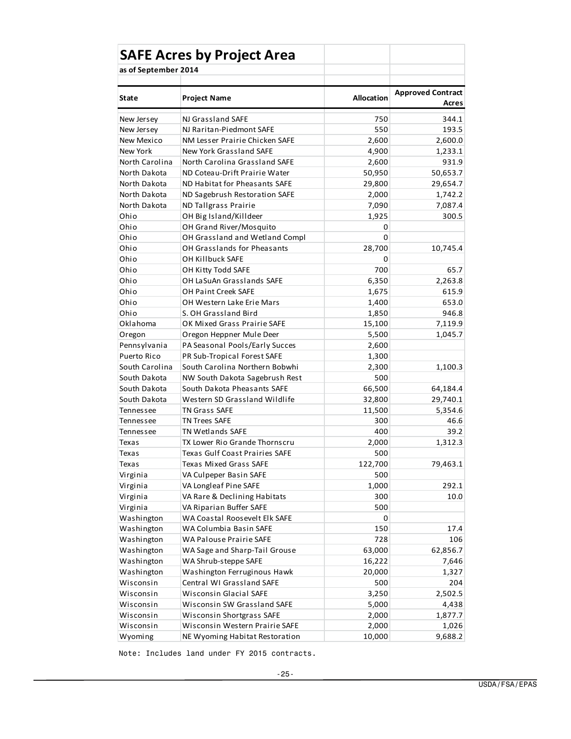## SAFE Acres by Project Area

**as of September 2014**

| State | Project Name | Allocation | Approved Contract Acres |
|---|---|---|---|
| New Jersey | NJ Grassland SAFE | 750 | 344.1 |
| New Jersey | NJ Raritan-Piedmont SAFE | 550 | 193.5 |
| New Mexico | NM Lesser Prairie Chicken SAFE | 2,600 | 2,600.0 |
| New York | New York Grassland SAFE | 4,900 | 1,233.1 |
| North Carolina | North Carolina Grassland SAFE | 2,600 | 931.9 |
| North Dakota | ND Coteau-Drift Prairie Water | 50,950 | 50,653.7 |
| North Dakota | ND Habitat for Pheasants SAFE | 29,800 | 29,654.7 |
| North Dakota | ND Sagebrush Restoration SAFE | 2,000 | 1,742.2 |
| North Dakota | ND Tallgrass Prairie | 7,090 | 7,087.4 |
| Ohio | OH Big Island/Killdeer | 1,925 | 300.5 |
| Ohio | OH Grand River/Mosquito | 0 | |
| Ohio | OH Grassland and Wetland Compl | 0 | |
| Ohio | OH Grasslands for Pheasants | 28,700 | 10,745.4 |
| Ohio | OH Killbuck SAFE | 0 | |
| Ohio | OH Kitty Todd SAFE | 700 | 65.7 |
| Ohio | OH LaSuAn Grasslands SAFE | 6,350 | 2,263.8 |
| Ohio | OH Paint Creek SAFE | 1,675 | 615.9 |
| Ohio | OH Western Lake Erie Mars | 1,400 | 653.0 |
| Ohio | S. OH Grassland Bird | 1,850 | 946.8 |
| Oklahoma | OK Mixed Grass Prairie SAFE | 15,100 | 7,119.9 |
| Oregon | Oregon Heppner Mule Deer | 5,500 | 1,045.7 |
| Pennsylvania | PA Seasonal Pools/Early Succes | 2,600 | |
| Puerto Rico | PR Sub-Tropical Forest SAFE | 1,300 | |
| South Carolina | South Carolina Northern Bobwhi | 2,300 | 1,100.3 |
| South Dakota | NW South Dakota Sagebrush Rest | 500 | |
| South Dakota | South Dakota Pheasants SAFE | 66,500 | 64,184.4 |
| South Dakota | Western SD Grassland Wildlife | 32,800 | 29,740.1 |
| Tennessee | TN Grass SAFE | 11,500 | 5,354.6 |
| Tennessee | TN Trees SAFE | 300 | 46.6 |
| Tennessee | TN Wetlands SAFE | 400 | 39.2 |
| Texas | TX Lower Rio Grande Thornscru | 2,000 | 1,312.3 |
| Texas | Texas Gulf Coast Prairies SAFE | 500 | |
| Texas | Texas Mixed Grass SAFE | 122,700 | 79,463.1 |
| Virginia | VA Culpeper Basin SAFE | 500 | |
| Virginia | VA Longleaf Pine SAFE | 1,000 | 292.1 |
| Virginia | VA Rare & Declining Habitats | 300 | 10.0 |
| Virginia | VA Riparian Buffer SAFE | 500 | |
| Washington | WA Coastal Roosevelt Elk SAFE | 0 | |
| Washington | WA Columbia Basin SAFE | 150 | 17.4 |
| Washington | WA Palouse Prairie SAFE | 728 | 106 |
| Washington | WA Sage and Sharp-Tail Grouse | 63,000 | 62,856.7 |
| Washington | WA Shrub-steppe SAFE | 16,222 | 7,646 |
| Washington | Washington Ferruginous Hawk | 20,000 | 1,327 |
| Wisconsin | Central WI Grassland SAFE | 500 | 204 |
| Wisconsin | Wisconsin Glacial SAFE | 3,250 | 2,502.5 |
| Wisconsin | Wisconsin SW Grassland SAFE | 5,000 | 4,438 |
| Wisconsin | Wisconsin Shortgrass SAFE | 2,000 | 1,877.7 |
| Wisconsin | Wisconsin Western Prairie SAFE | 2,000 | 1,026 |
| Wyoming | NE Wyoming Habitat Restoration | 10,000 | 9,688.2 |

Note: Includes land under FY 2015 contracts.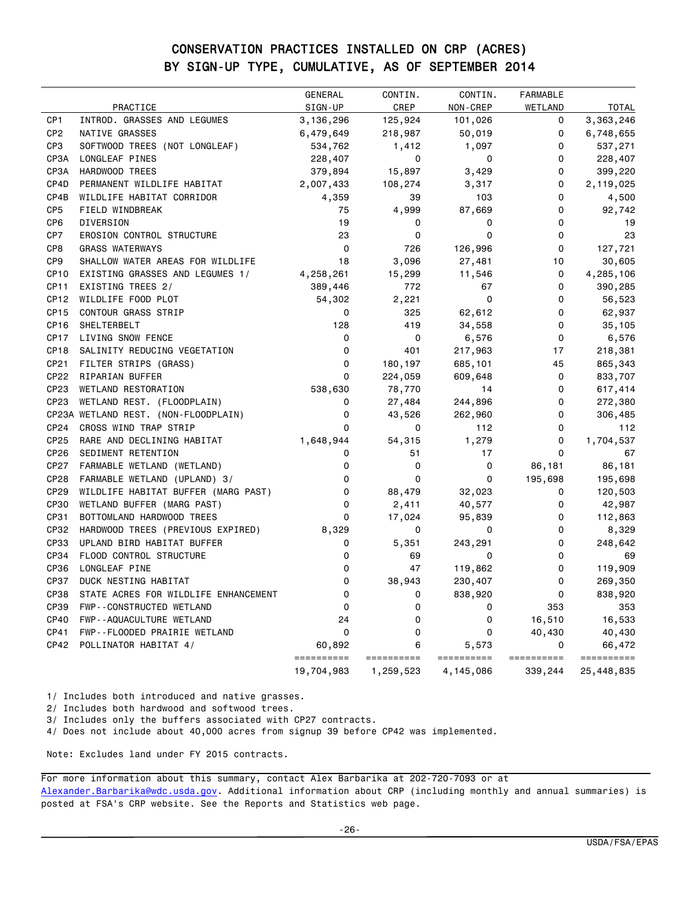# CONSERVATION PRACTICES INSTALLED ON CRP (ACRES)
## BY SIGN-UP TYPE, CUMULATIVE, AS OF SEPTEMBER 2014

| | PRACTICE | GENERAL SIGN-UP | CONTIN. CREP | CONTIN. NON-CREP | FARMABLE WETLAND | TOTAL |
|---|---|---|---|---|---|---|
| CP1 | INTROD. GRASSES AND LEGUMES | 3,136,296 | 125,924 | 101,026 | 0 | 3,363,246 |
| CP2 | NATIVE GRASSES | 6,479,649 | 218,987 | 50,019 | 0 | 6,748,655 |
| CP3 | SOFTWOOD TREES (NOT LONGLEAF) | 534,762 | 1,412 | 1,097 | 0 | 537,271 |
| CP3A | LONGLEAF PINES | 228,407 | 0 | 0 | 0 | 228,407 |
| CP3A | HARDWOOD TREES | 379,894 | 15,897 | 3,429 | 0 | 399,220 |
| CP4D | PERMANENT WILDLIFE HABITAT | 2,007,433 | 108,274 | 3,317 | 0 | 2,119,025 |
| CP4B | WILDLIFE HABITAT CORRIDOR | 4,359 | 39 | 103 | 0 | 4,500 |
| CP5 | FIELD WINDBREAK | 75 | 4,999 | 87,669 | 0 | 92,742 |
| CP6 | DIVERSION | 19 | 0 | 0 | 0 | 19 |
| CP7 | EROSION CONTROL STRUCTURE | 23 | 0 | 0 | 0 | 23 |
| CP8 | GRASS WATERWAYS | 0 | 726 | 126,996 | 0 | 127,721 |
| CP9 | SHALLOW WATER AREAS FOR WILDLIFE | 18 | 3,096 | 27,481 | 10 | 30,605 |
| CP10 | EXISTING GRASSES AND LEGUMES 1/ | 4,258,261 | 15,299 | 11,546 | 0 | 4,285,106 |
| CP11 | EXISTING TREES 2/ | 389,446 | 772 | 67 | 0 | 390,285 |
| CP12 | WILDLIFE FOOD PLOT | 54,302 | 2,221 | 0 | 0 | 56,523 |
| CP15 | CONTOUR GRASS STRIP | 0 | 325 | 62,612 | 0 | 62,937 |
| CP16 | SHELTERBELT | 128 | 419 | 34,558 | 0 | 35,105 |
| CP17 | LIVING SNOW FENCE | 0 | 0 | 6,576 | 0 | 6,576 |
| CP18 | SALINITY REDUCING VEGETATION | 0 | 401 | 217,963 | 17 | 218,381 |
| CP21 | FILTER STRIPS (GRASS) | 0 | 180,197 | 685,101 | 45 | 865,343 |
| CP22 | RIPARIAN BUFFER | 0 | 224,059 | 609,648 | 0 | 833,707 |
| CP23 | WETLAND RESTORATION | 538,630 | 78,770 | 14 | 0 | 617,414 |
| CP23 | WETLAND REST. (FLOODPLAIN) | 0 | 27,484 | 244,896 | 0 | 272,380 |
| CP23A | WETLAND REST. (NON-FLOODPLAIN) | 0 | 43,526 | 262,960 | 0 | 306,485 |
| CP24 | CROSS WIND TRAP STRIP | 0 | 0 | 112 | 0 | 112 |
| CP25 | RARE AND DECLINING HABITAT | 1,648,944 | 54,315 | 1,279 | 0 | 1,704,537 |
| CP26 | SEDIMENT RETENTION | 0 | 51 | 17 | 0 | 67 |
| CP27 | FARMABLE WETLAND (WETLAND) | 0 | 0 | 0 | 86,181 | 86,181 |
| CP28 | FARMABLE WETLAND (UPLAND) 3/ | 0 | 0 | 0 | 195,698 | 195,698 |
| CP29 | WILDLIFE HABITAT BUFFER (MARG PAST) | 0 | 88,479 | 32,023 | 0 | 120,503 |
| CP30 | WETLAND BUFFER (MARG PAST) | 0 | 2,411 | 40,577 | 0 | 42,987 |
| CP31 | BOTTOMLAND HARDWOOD TREES | 0 | 17,024 | 95,839 | 0 | 112,863 |
| CP32 | HARDWOOD TREES (PREVIOUS EXPIRED) | 8,329 | 0 | 0 | 0 | 8,329 |
| CP33 | UPLAND BIRD HABITAT BUFFER | 0 | 5,351 | 243,291 | 0 | 248,642 |
| CP34 | FLOOD CONTROL STRUCTURE | 0 | 69 | 0 | 0 | 69 |
| CP36 | LONGLEAF PINE | 0 | 47 | 119,862 | 0 | 119,909 |
| CP37 | DUCK NESTING HABITAT | 0 | 38,943 | 230,407 | 0 | 269,350 |
| CP38 | STATE ACRES FOR WILDLIFE ENHANCEMENT | 0 | 0 | 838,920 | 0 | 838,920 |
| CP39 | FWP--CONSTRUCTED WETLAND | 0 | 0 | 0 | 353 | 353 |
| CP40 | FWP--AQUACULTURE WETLAND | 24 | 0 | 0 | 16,510 | 16,533 |
| CP41 | FWP--FLOODED PRAIRIE WETLAND | 0 | 0 | 0 | 40,430 | 40,430 |
| CP42 | POLLINATOR HABITAT 4/ | 60,892 | 6 | 5,573 | 0 | 66,472 |
| | | 19,704,983 | 1,259,523 | 4,145,086 | 339,244 | 25,448,835 |

1/ Includes both introduced and native grasses.

2/ Includes both hardwood and softwood trees.

3/ Includes only the buffers associated with CP27 contracts.

4/ Does not include about 40,000 acres from signup 39 before CP42 was implemented.

Note: Excludes land under FY 2015 contracts.

For more information about this summary, contact Alex Barbarika at 202-720-7093 or at Alexander.Barbarika@wdc.usda.gov. Additional information about CRP (including monthly and annual summaries) is posted at FSA's CRP website. See the Reports and Statistics web page.

USDA/FSA/EPAS